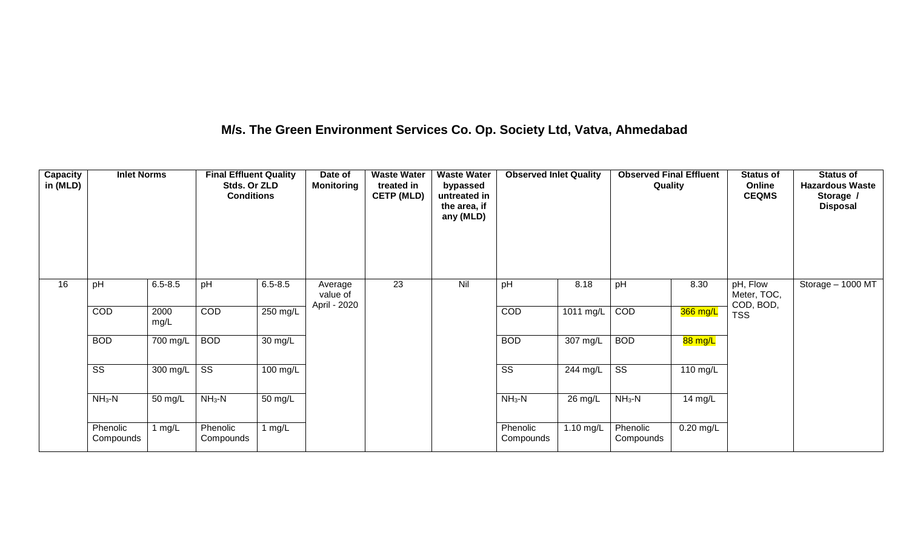## M/s. The Green Environment Services Co. Op. Society Ltd, Vatva, Ahmedabad

| Capacity in (MLD) | Inlet Norms | | Final Effluent Quality Stds. Or ZLD Conditions | | Date of Monitoring | Waste Water treated in CETP (MLD) | Waste Water bypassed untreated in the area, if any (MLD) | Observed Inlet Quality | | Observed Final Effluent Quality | | Status of Online CEQMS | Status of Hazardous Waste Storage / Disposal |
|---|---|---|---|---|---|---|---|---|---|---|---|---|---|
| 16 | pH | 6.5-8.5 | pH | 6.5-8.5 | Average value of April - 2020 | 23 | Nil | pH | 8.18 | pH | 8.30 | pH, Flow Meter, TOC, COD, BOD, TSS | Storage – 1000 MT |
| | COD | 2000 mg/L | COD | 250 mg/L | | | | COD | 1011 mg/L | COD | 366 mg/L | | |
| | BOD | 700 mg/L | BOD | 30 mg/L | | | | BOD | 307 mg/L | BOD | 88 mg/L | | |
| | SS | 300 mg/L | SS | 100 mg/L | | | | SS | 244 mg/L | SS | 110 mg/L | | |
| | $NH_3$-N | 50 mg/L | $NH_3$-N | 50 mg/L | | | | $NH_3$-N | 26 mg/L | $NH_3$-N | 14 mg/L | | |
| | Phenolic Compounds | 1 mg/L | Phenolic Compounds | 1 mg/L | | | | Phenolic Compounds | 1.10 mg/L | Phenolic Compounds | 0.20 mg/L | | |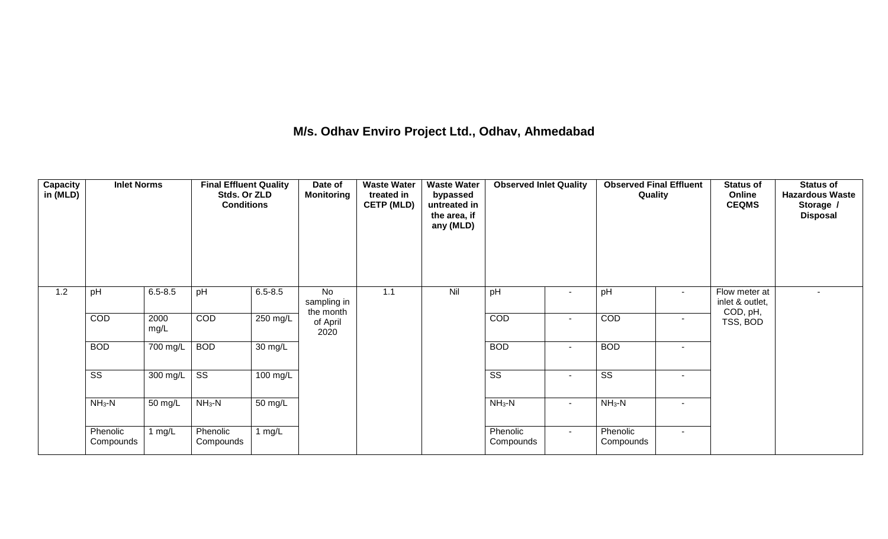# M/s. Odhav Enviro Project Ltd., Odhav, Ahmedabad

| Capacity in (MLD) | Inlet Norms | | Final Effluent Quality Stds. Or ZLD Conditions | | Date of Monitoring | Waste Water treated in CETP (MLD) | Waste Water bypassed untreated in the area, if any (MLD) | Observed Inlet Quality | | Observed Final Effluent Quality | | Status of Online CEQMS | Status of Hazardous Waste Storage / Disposal |
|---|---|---|---|---|---|---|---|---|---|---|---|---|---|
| 1.2 | pH | 6.5-8.5 | pH | 6.5-8.5 | No sampling in the month of April 2020 | 1.1 | Nil | pH | - | pH | - | Flow meter at inlet & outlet, COD, pH, TSS, BOD | - |
| | COD | 2000 mg/L | COD | 250 mg/L | | | | COD | - | COD | - | | |
| | BOD | 700 mg/L | BOD | 30 mg/L | | | | BOD | - | BOD | - | | |
| | SS | 300 mg/L | SS | 100 mg/L | | | | SS | - | SS | - | | |
| | $NH_3$-N | 50 mg/L | $NH_3$-N | 50 mg/L | | | | $NH_3$-N | - | $NH_3$-N | - | | |
| | Phenolic Compounds | 1 mg/L | Phenolic Compounds | 1 mg/L | | | | Phenolic Compounds | - | Phenolic Compounds | - | | |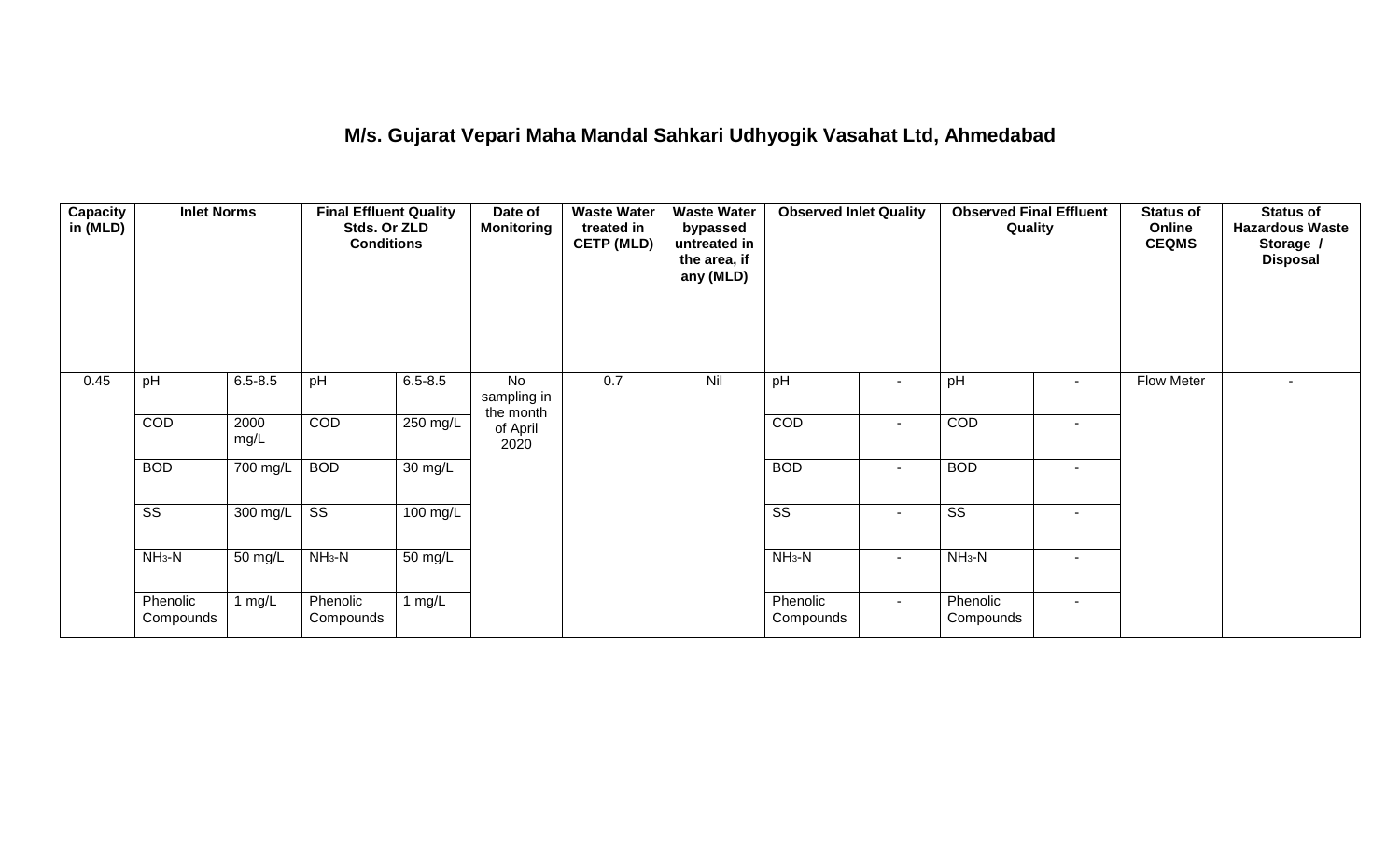## M/s. Gujarat Vepari Maha Mandal Sahkari Udhyogik Vasahat Ltd, Ahmedabad

| Capacity in (MLD) | Inlet Norms | | Final Effluent Quality Stds. Or ZLD Conditions | | Date of Monitoring | Waste Water treated in CETP (MLD) | Waste Water bypassed untreated in the area, if any (MLD) | Observed Inlet Quality | | Observed Final Effluent Quality | | Status of Online CEQMS | Status of Hazardous Waste Storage / Disposal |
|---|---|---|---|---|---|---|---|---|---|---|---|---|---|
| 0.45 | pH | 6.5-8.5 | pH | 6.5-8.5 | No sampling in the month of April 2020 | 0.7 | Nil | pH | - | pH | - | Flow Meter | - |
| | COD | 2000 mg/L | COD | 250 mg/L | | | | COD | - | COD | - | | |
| | BOD | 700 mg/L | BOD | 30 mg/L | | | | BOD | - | BOD | - | | |
| | SS | 300 mg/L | SS | 100 mg/L | | | | SS | - | SS | - | | |
| | $NH_3$-N | 50 mg/L | $NH_3$-N | 50 mg/L | | | | $NH_3$-N | - | $NH_3$-N | - | | |
| | Phenolic Compounds | 1 mg/L | Phenolic Compounds | 1 mg/L | | | | Phenolic Compounds | - | Phenolic Compounds | - | | |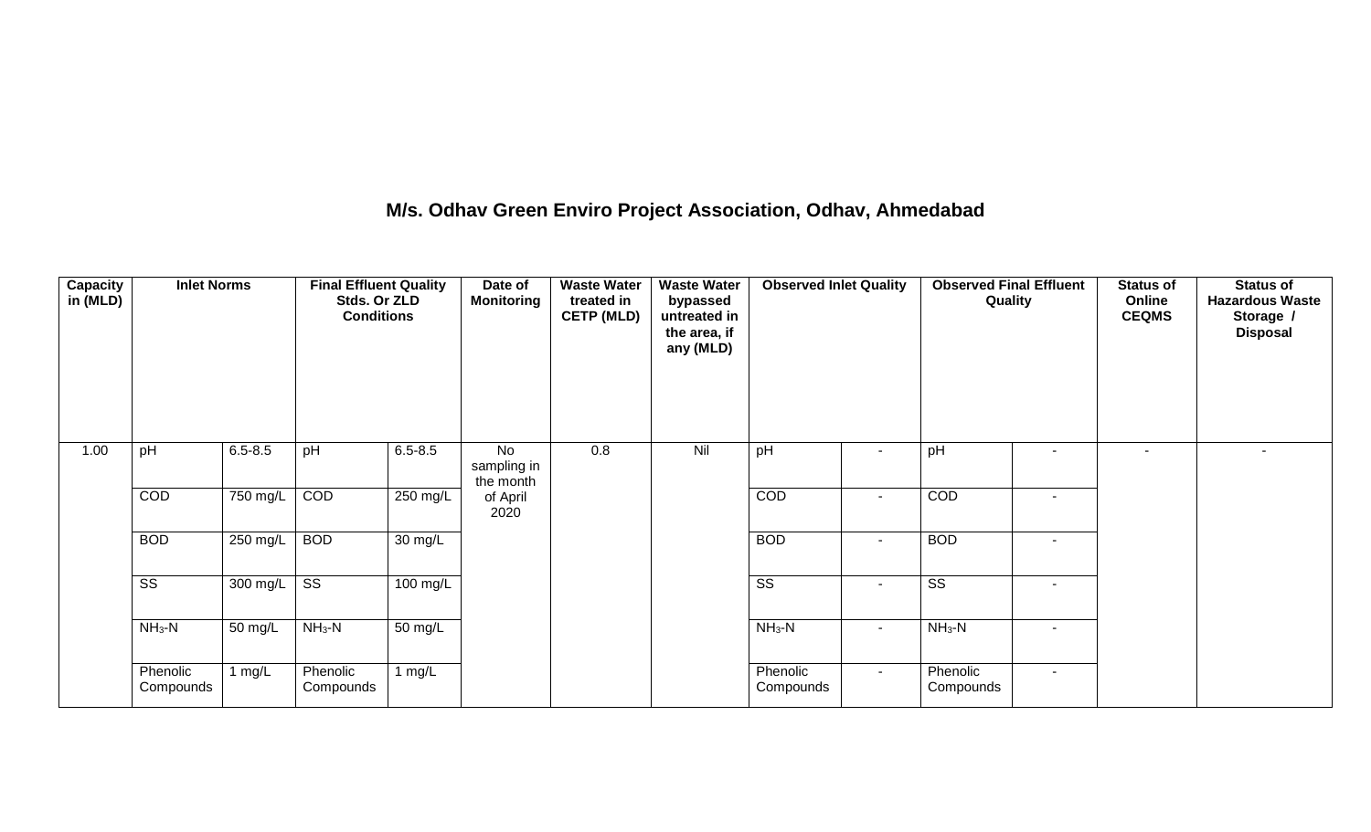## M/s. Odhav Green Enviro Project Association, Odhav, Ahmedabad

| Capacity in (MLD) | Inlet Norms | | Final Effluent Quality Stds. Or ZLD Conditions | | Date of Monitoring | Waste Water treated in CETP (MLD) | Waste Water bypassed untreated in the area, if any (MLD) | Observed Inlet Quality | | Observed Final Effluent Quality | | Status of Online CEQMS | Status of Hazardous Waste Storage / Disposal |
|---|---|---|---|---|---|---|---|---|---|---|---|---|---|
| 1.00 | pH | 6.5-8.5 | pH | 6.5-8.5 | No sampling in the month of April 2020 | 0.8 | Nil | pH | - | pH | - | - | - |
| | COD | 750 mg/L | COD | 250 mg/L | | | | COD | - | COD | - | | |
| | BOD | 250 mg/L | BOD | 30 mg/L | | | | BOD | - | BOD | - | | |
| | SS | 300 mg/L | SS | 100 mg/L | | | | SS | - | SS | - | | |
| | $NH_3$-N | 50 mg/L | $NH_3$-N | 50 mg/L | | | | $NH_3$-N | - | $NH_3$-N | - | | |
| | Phenolic Compounds | 1 mg/L | Phenolic Compounds | 1 mg/L | | | | Phenolic Compounds | - | Phenolic Compounds | - | | |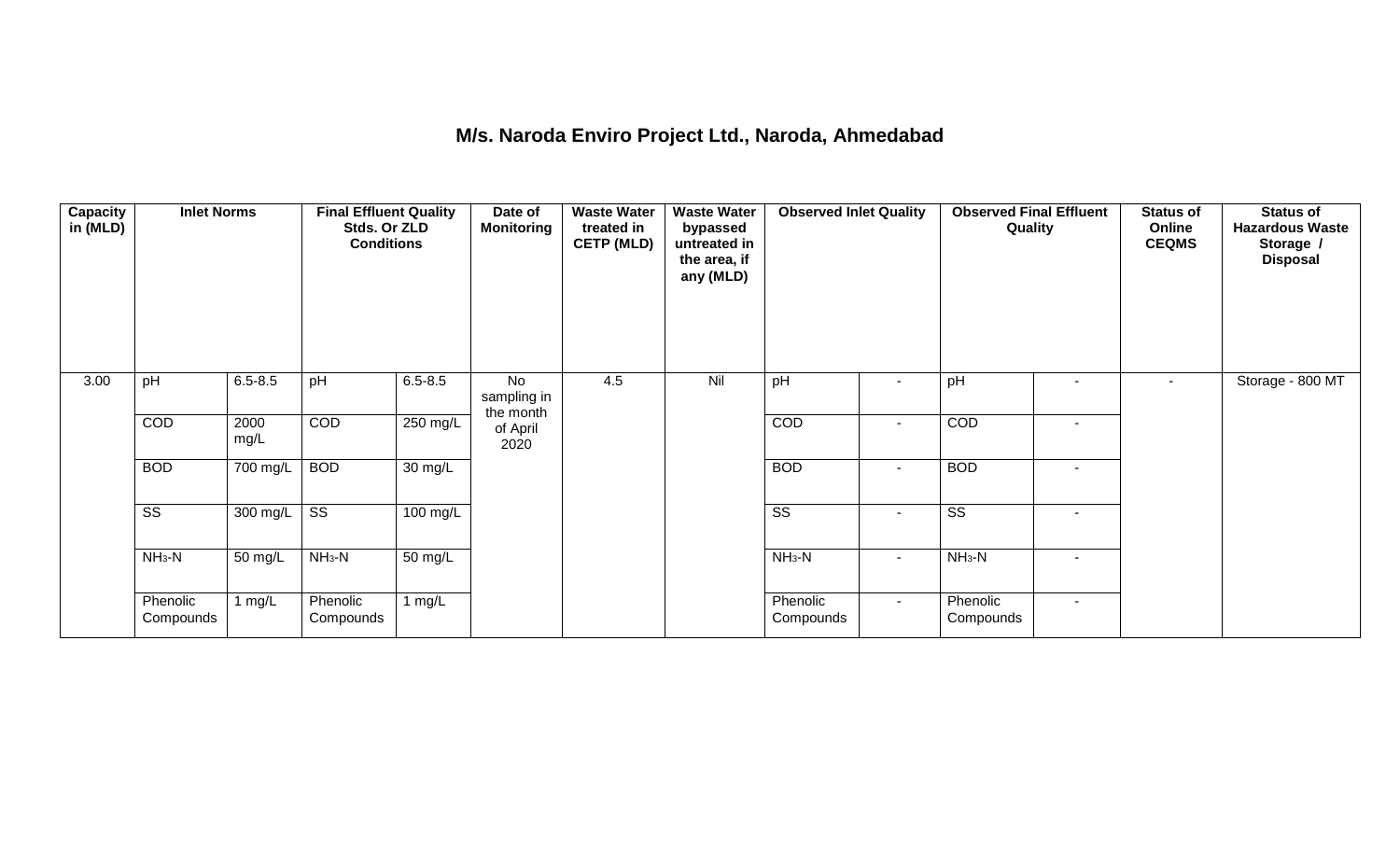## M/s. Naroda Enviro Project Ltd., Naroda, Ahmedabad

| Capacity in (MLD) | Inlet Norms | | Final Effluent Quality Stds. Or ZLD Conditions | | Date of Monitoring | Waste Water treated in CETP (MLD) | Waste Water bypassed untreated in the area, if any (MLD) | Observed Inlet Quality | | Observed Final Effluent Quality | | Status of Online CEQMS | Status of Hazardous Waste Storage / Disposal |
|---|---|---|---|---|---|---|---|---|---|---|---|---|---|
| 3.00 | pH | 6.5-8.5 | pH | 6.5-8.5 | No sampling in the month of April 2020 | 4.5 | Nil | pH | - | pH | - | - | Storage - 800 MT |
| | COD | 2000 mg/L | COD | 250 mg/L | | | | COD | - | COD | - | | |
| | BOD | 700 mg/L | BOD | 30 mg/L | | | | BOD | - | BOD | - | | |
| | SS | 300 mg/L | SS | 100 mg/L | | | | SS | - | SS | - | | |
| | $NH_3$-N | 50 mg/L | $NH_3$-N | 50 mg/L | | | | $NH_3$-N | - | $NH_3$-N | - | | |
| | Phenolic Compounds | 1 mg/L | Phenolic Compounds | 1 mg/L | | | | Phenolic Compounds | - | Phenolic Compounds | - | | |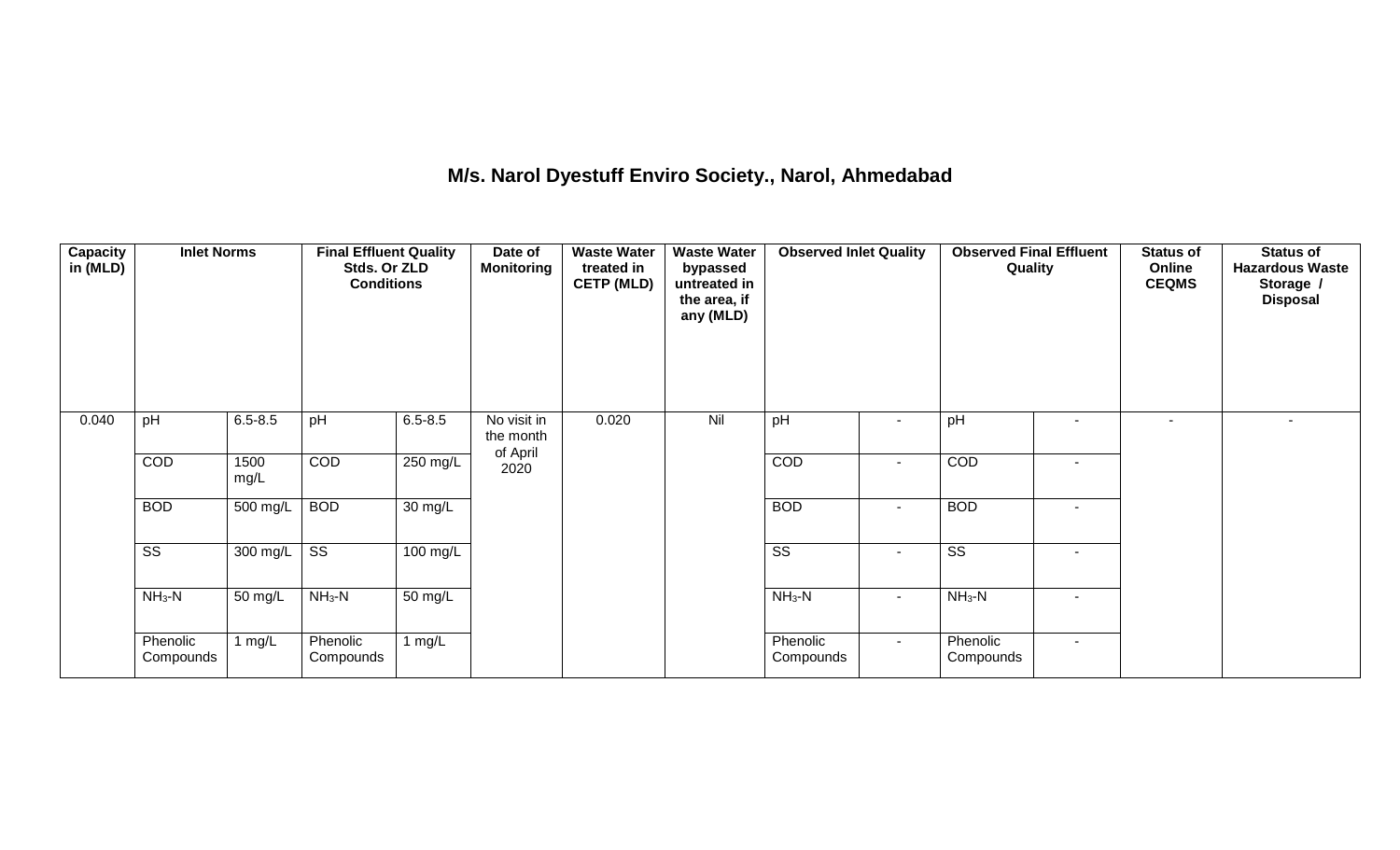## M/s. Narol Dyestuff Enviro Society., Narol, Ahmedabad

| Capacity in (MLD) | Inlet Norms | | Final Effluent Quality Stds. Or ZLD Conditions | | Date of Monitoring | Waste Water treated in CETP (MLD) | Waste Water bypassed untreated in the area, if any (MLD) | Observed Inlet Quality | | Observed Final Effluent Quality | | Status of Online CEQMS | Status of Hazardous Waste Storage / Disposal |
|---|---|---|---|---|---|---|---|---|---|---|---|---|---|
| 0.040 | pH | 6.5-8.5 | pH | 6.5-8.5 | No visit in the month of April 2020 | 0.020 | Nil | pH | - | pH | - | - | - |
| | COD | 1500 mg/L | COD | 250 mg/L | | | | COD | - | COD | - | | |
| | BOD | 500 mg/L | BOD | 30 mg/L | | | | BOD | - | BOD | - | | |
| | SS | 300 mg/L | SS | 100 mg/L | | | | SS | - | SS | - | | |
| | $NH_3$-N | 50 mg/L | $NH_3$-N | 50 mg/L | | | | $NH_3$-N | - | $NH_3$-N | - | | |
| | Phenolic Compounds | 1 mg/L | Phenolic Compounds | 1 mg/L | | | | Phenolic Compounds | - | Phenolic Compounds | - | | |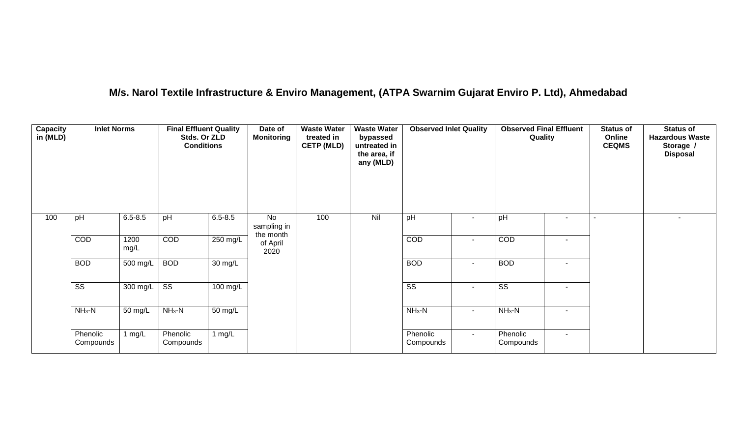## M/s. Narol Textile Infrastructure & Enviro Management, (ATPA Swarnim Gujarat Enviro P. Ltd), Ahmedabad

| Capacity in (MLD) | Inlet Norms | | Final Effluent Quality Stds. Or ZLD Conditions | | Date of Monitoring | Waste Water treated in CETP (MLD) | Waste Water bypassed untreated in the area, if any (MLD) | Observed Inlet Quality | | Observed Final Effluent Quality | | Status of Online CEQMS | Status of Hazardous Waste Storage / Disposal |
|---|---|---|---|---|---|---|---|---|---|---|---|---|---|
| 100 | pH | 6.5-8.5 | pH | 6.5-8.5 | No sampling in the month of April 2020 | 100 | Nil | pH | - | pH | - | - | - |
| | COD | 1200 mg/L | COD | 250 mg/L | | | | COD | - | COD | - | | |
| | BOD | 500 mg/L | BOD | 30 mg/L | | | | BOD | - | BOD | - | | |
| | SS | 300 mg/L | SS | 100 mg/L | | | | SS | - | SS | - | | |
| | $NH_3$-N | 50 mg/L | $NH_3$-N | 50 mg/L | | | | $NH_3$-N | - | $NH_3$-N | - | | |
| | Phenolic Compounds | 1 mg/L | Phenolic Compounds | 1 mg/L | | | | Phenolic Compounds | - | Phenolic Compounds | - | | |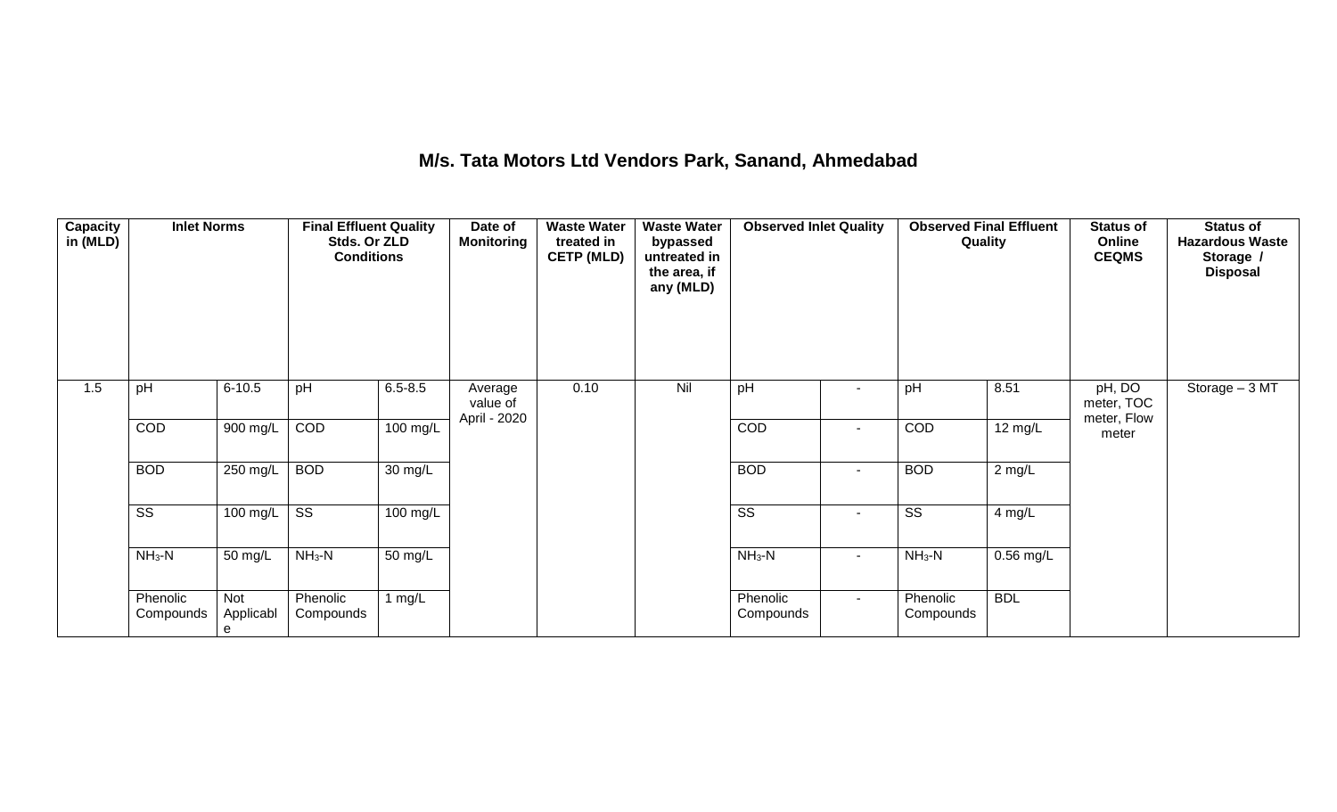## M/s. Tata Motors Ltd Vendors Park, Sanand, Ahmedabad

| Capacity in (MLD) | Inlet Norms | | Final Effluent Quality Stds. Or ZLD Conditions | | Date of Monitoring | Waste Water treated in CETP (MLD) | Waste Water bypassed untreated in the area, if any (MLD) | Observed Inlet Quality | | Observed Final Effluent Quality | | Status of Online CEQMS | Status of Hazardous Waste Storage / Disposal |
|---|---|---|---|---|---|---|---|---|---|---|---|---|---|
| 1.5 | pH | 6-10.5 | pH | 6.5-8.5 | Average value of April - 2020 | 0.10 | Nil | pH | - | pH | 8.51 | pH, DO meter, TOC meter, Flow meter | Storage – 3 MT |
| | COD | 900 mg/L | COD | 100 mg/L | | | | COD | - | COD | 12 mg/L | | |
| | BOD | 250 mg/L | BOD | 30 mg/L | | | | BOD | - | BOD | 2 mg/L | | |
| | SS | 100 mg/L | SS | 100 mg/L | | | | SS | - | SS | 4 mg/L | | |
| | $NH_3$-N | 50 mg/L | $NH_3$-N | 50 mg/L | | | | $NH_3$-N | - | $NH_3$-N | 0.56 mg/L | | |
| | Phenolic Compounds | Not Applicable | Phenolic Compounds | 1 mg/L | | | | Phenolic Compounds | - | Phenolic Compounds | BDL | | |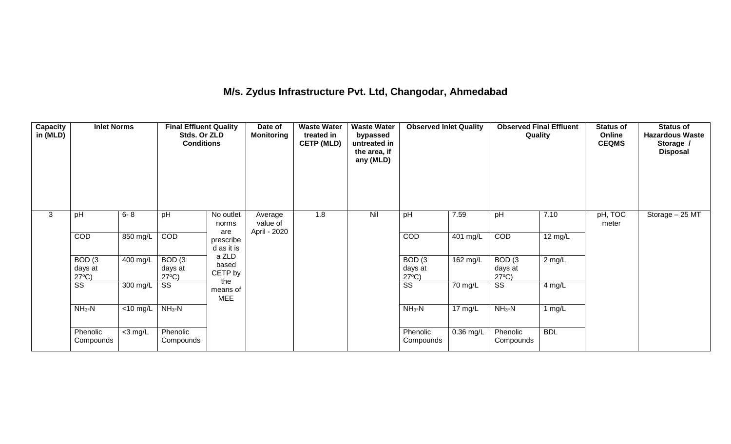# M/s. Zydus Infrastructure Pvt. Ltd, Changodar, Ahmedabad

| Capacity in (MLD) | Inlet Norms | | Final Effluent Quality Stds. Or ZLD Conditions | | Date of Monitoring | Waste Water treated in CETP (MLD) | Waste Water bypassed untreated in the area, if any (MLD) | Observed Inlet Quality | | Observed Final Effluent Quality | | Status of Online CEQMS | Status of Hazardous Waste Storage / Disposal |
|---|---|---|---|---|---|---|---|---|---|---|---|---|---|
| 3 | pH | 6- 8 | pH | No outlet norms are prescribed as it is a ZLD based CETP by the means of MEE | Average value of April - 2020 | 1.8 | Nil | pH | 7.59 | pH | 7.10 | pH, TOC meter | Storage – 25 MT |
| | COD | 850 mg/L | COD | | | | | COD | 401 mg/L | COD | 12 mg/L | | |
| | BOD (3 days at 27°C) | 400 mg/L | BOD (3 days at 27°C) | | | | | BOD (3 days at 27°C) | 162 mg/L | BOD (3 days at 27°C) | 2 mg/L | | |
| | SS | 300 mg/L | SS | | | | | SS | 70 mg/L | SS | 4 mg/L | | |
| | $NH_3$-N | <10 mg/L | $NH_3$-N | | | | | $NH_3$-N | 17 mg/L | $NH_3$-N | 1 mg/L | | |
| | Phenolic Compounds | <3 mg/L | Phenolic Compounds | | | | | Phenolic Compounds | 0.36 mg/L | Phenolic Compounds | BDL | | |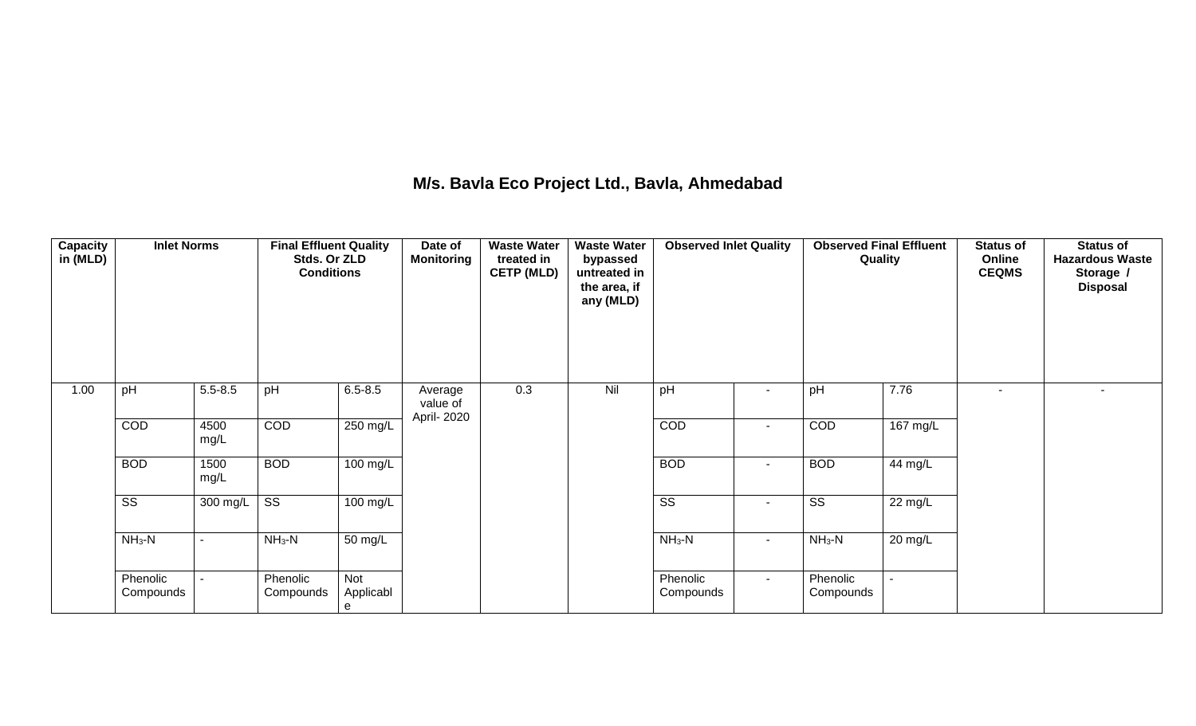## M/s. Bavla Eco Project Ltd., Bavla, Ahmedabad

| Capacity in (MLD) | Inlet Norms | | Final Effluent Quality Stds. Or ZLD Conditions | | Date of Monitoring | Waste Water treated in CETP (MLD) | Waste Water bypassed untreated in the area, if any (MLD) | Observed Inlet Quality | | Observed Final Effluent Quality | | Status of Online CEQMS | Status of Hazardous Waste Storage / Disposal |
|---|---|---|---|---|---|---|---|---|---|---|---|---|---|
| 1.00 | pH | 5.5-8.5 | pH | 6.5-8.5 | Average value of April- 2020 | 0.3 | Nil | pH | - | pH | 7.76 | - | - |
| | COD | 4500 mg/L | COD | 250 mg/L | | | | COD | - | COD | 167 mg/L | | |
| | BOD | 1500 mg/L | BOD | 100 mg/L | | | | BOD | - | BOD | 44 mg/L | | |
| | SS | 300 mg/L | SS | 100 mg/L | | | | SS | - | SS | 22 mg/L | | |
| | $NH_3$-N | - | $NH_3$-N | 50 mg/L | | | | $NH_3$-N | - | $NH_3$-N | 20 mg/L | | |
| | Phenolic Compounds | - | Phenolic Compounds | Not Applicable | | | | Phenolic Compounds | - | Phenolic Compounds | - | | |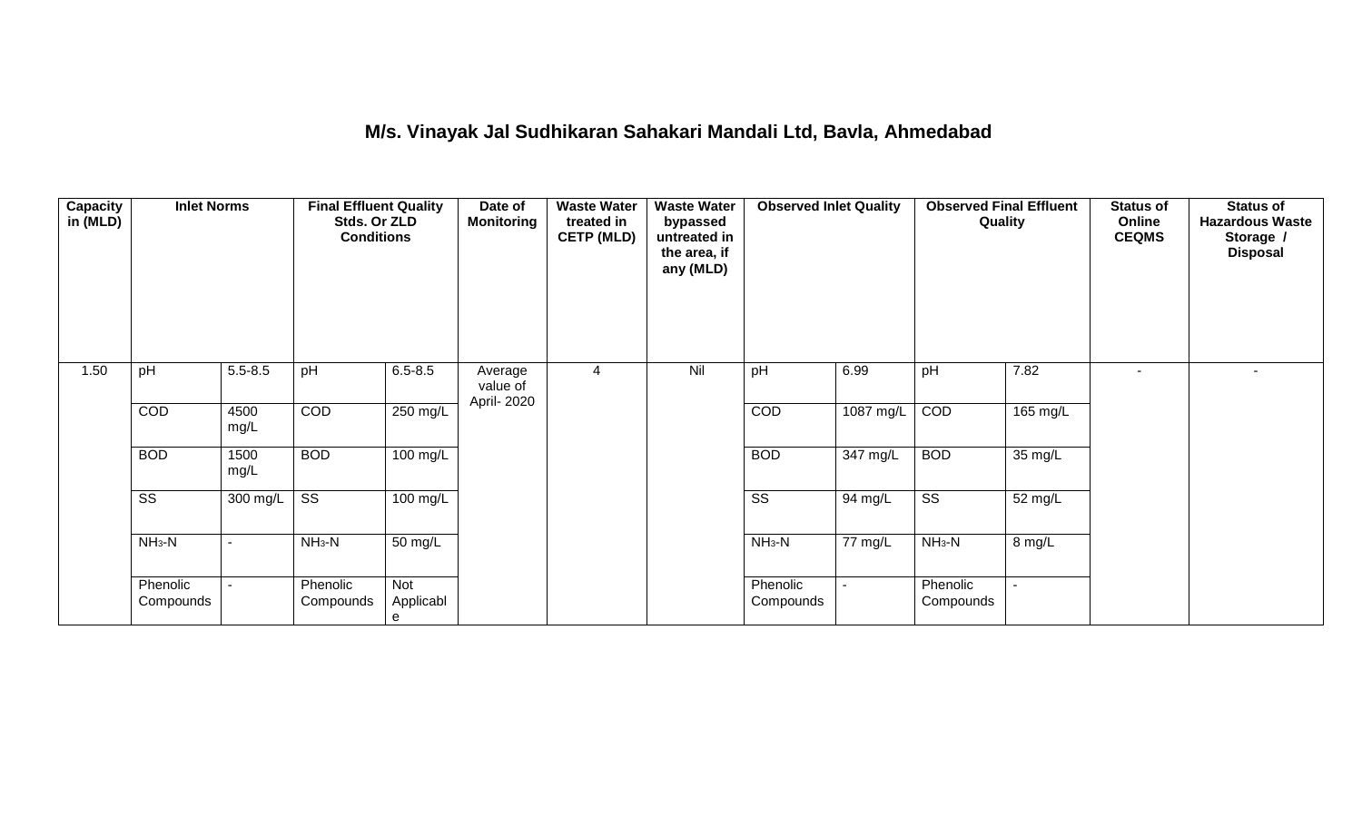# M/s. Vinayak Jal Sudhikaran Sahakari Mandali Ltd, Bavla, Ahmedabad

| Capacity in (MLD) | Inlet Norms | | Final Effluent Quality Stds. Or ZLD Conditions | | Date of Monitoring | Waste Water treated in CETP (MLD) | Waste Water bypassed untreated in the area, if any (MLD) | Observed Inlet Quality | | Observed Final Effluent Quality | | Status of Online CEQMS | Status of Hazardous Waste Storage / Disposal |
|---|---|---|---|---|---|---|---|---|---|---|---|---|---|
| 1.50 | pH | 5.5-8.5 | pH | 6.5-8.5 | Average value of April- 2020 | 4 | Nil | pH | 6.99 | pH | 7.82 | - | - |
| | COD | 4500 mg/L | COD | 250 mg/L | | | | COD | 1087 mg/L | COD | 165 mg/L | | |
| | BOD | 1500 mg/L | BOD | 100 mg/L | | | | BOD | 347 mg/L | BOD | 35 mg/L | | |
| | SS | 300 mg/L | SS | 100 mg/L | | | | SS | 94 mg/L | SS | 52 mg/L | | |
| | $NH_3$-N | - | $NH_3$-N | 50 mg/L | | | | $NH_3$-N | 77 mg/L | $NH_3$-N | 8 mg/L | | |
| | Phenolic Compounds | - | Phenolic Compounds | Not Applicable | | | | Phenolic Compounds | - | Phenolic Compounds | - | | |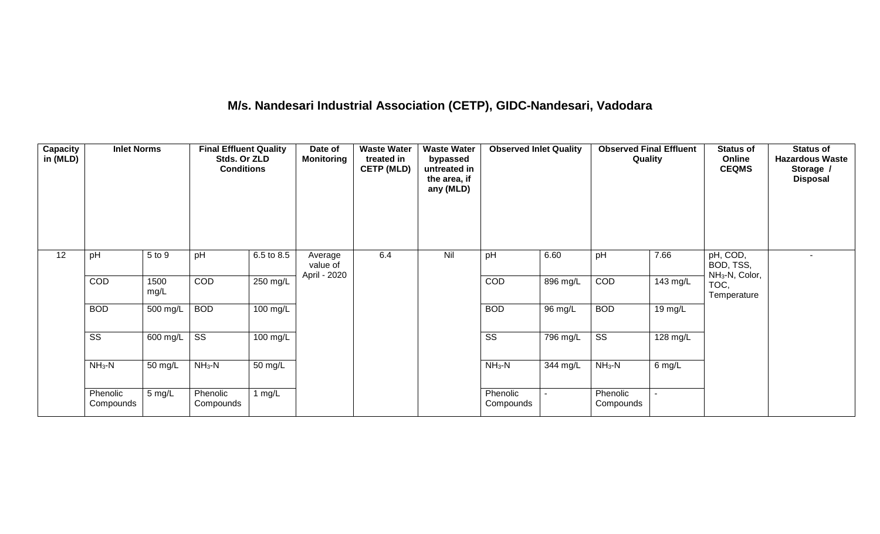# M/s. Nandesari Industrial Association (CETP), GIDC-Nandesari, Vadodara

| Capacity in (MLD) | Inlet Norms | | Final Effluent Quality Stds. Or ZLD Conditions | | Date of Monitoring | Waste Water treated in CETP (MLD) | Waste Water bypassed untreated in the area, if any (MLD) | Observed Inlet Quality | | Observed Final Effluent Quality | | Status of Online CEQMS | Status of Hazardous Waste Storage / Disposal |
|---|---|---|---|---|---|---|---|---|---|---|---|---|---|
| 12 | pH | 5 to 9 | pH | 6.5 to 8.5 | Average value of April - 2020 | 6.4 | Nil | pH | 6.60 | pH | 7.66 | pH, COD, BOD, TSS, $NH_3$-N, Color, TOC, Temperature | - |
| | COD | 1500 mg/L | COD | 250 mg/L | | | | COD | 896 mg/L | COD | 143 mg/L | | |
| | BOD | 500 mg/L | BOD | 100 mg/L | | | | BOD | 96 mg/L | BOD | 19 mg/L | | |
| | SS | 600 mg/L | SS | 100 mg/L | | | | SS | 796 mg/L | SS | 128 mg/L | | |
| | $NH_3$-N | 50 mg/L | $NH_3$-N | 50 mg/L | | | | $NH_3$-N | 344 mg/L | $NH_3$-N | 6 mg/L | | |
| | Phenolic Compounds | 5 mg/L | Phenolic Compounds | 1 mg/L | | | | Phenolic Compounds | - | Phenolic Compounds | - | | |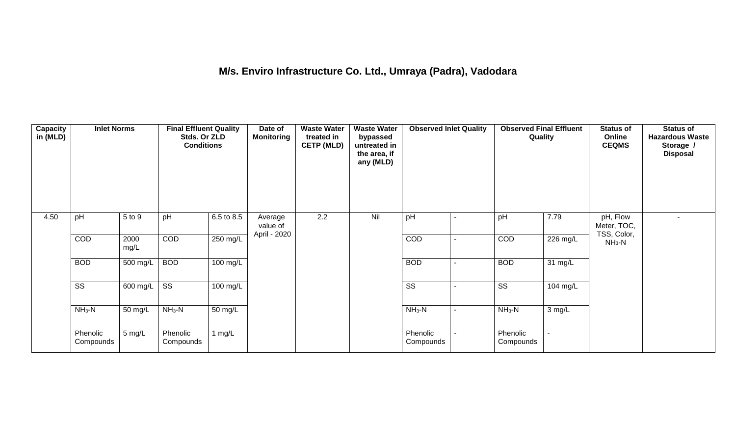# M/s. Enviro Infrastructure Co. Ltd., Umraya (Padra), Vadodara

| Capacity in (MLD) | Inlet Norms | | Final Effluent Quality Stds. Or ZLD Conditions | | Date of Monitoring | Waste Water treated in CETP (MLD) | Waste Water bypassed untreated in the area, if any (MLD) | Observed Inlet Quality | | Observed Final Effluent Quality | | Status of Online CEQMS | Status of Hazardous Waste Storage / Disposal |
|---|---|---|---|---|---|---|---|---|---|---|---|---|---|
| 4.50 | pH | 5 to 9 | pH | 6.5 to 8.5 | Average value of April - 2020 | 2.2 | Nil | pH | - | pH | 7.79 | pH, Flow Meter, TOC, TSS, Color, $NH_3$-N | - |
| | COD | 2000 mg/L | COD | 250 mg/L | | | | COD | - | COD | 226 mg/L | | |
| | BOD | 500 mg/L | BOD | 100 mg/L | | | | BOD | - | BOD | 31 mg/L | | |
| | SS | 600 mg/L | SS | 100 mg/L | | | | SS | - | SS | 104 mg/L | | |
| | $NH_3$-N | 50 mg/L | $NH_3$-N | 50 mg/L | | | | $NH_3$-N | - | $NH_3$-N | 3 mg/L | | |
| | Phenolic Compounds | 5 mg/L | Phenolic Compounds | 1 mg/L | | | | Phenolic Compounds | - | Phenolic Compounds | - | | |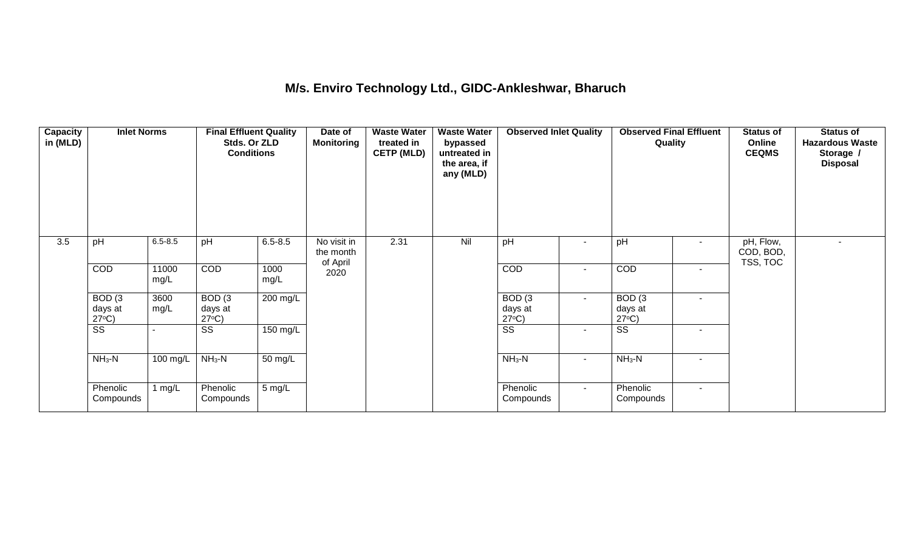# M/s. Enviro Technology Ltd., GIDC-Ankleshwar, Bharuch

| Capacity in (MLD) | Inlet Norms | | Final Effluent Quality Stds. Or ZLD Conditions | | Date of Monitoring | Waste Water treated in CETP (MLD) | Waste Water bypassed untreated in the area, if any (MLD) | Observed Inlet Quality | | Observed Final Effluent Quality | | Status of Online CEQMS | Status of Hazardous Waste Storage / Disposal |
|---|---|---|---|---|---|---|---|---|---|---|---|---|---|
| 3.5 | pH | 6.5-8.5 | pH | 6.5-8.5 | No visit in the month of April 2020 | 2.31 | Nil | pH | - | pH | - | pH, Flow, COD, BOD, TSS, TOC | - |
| | COD | 11000 mg/L | COD | 1000 mg/L | | | | COD | - | COD | - | | |
| | BOD (3 days at 27°C) | 3600 mg/L | BOD (3 days at 27°C) | 200 mg/L | | | | BOD (3 days at 27°C) | - | BOD (3 days at 27°C) | - | | |
| | SS | - | SS | 150 mg/L | | | | SS | - | SS | - | | |
| | $NH_3$-N | 100 mg/L | $NH_3$-N | 50 mg/L | | | | $NH_3$-N | - | $NH_3$-N | - | | |
| | Phenolic Compounds | 1 mg/L | Phenolic Compounds | 5 mg/L | | | | Phenolic Compounds | - | Phenolic Compounds | - | | |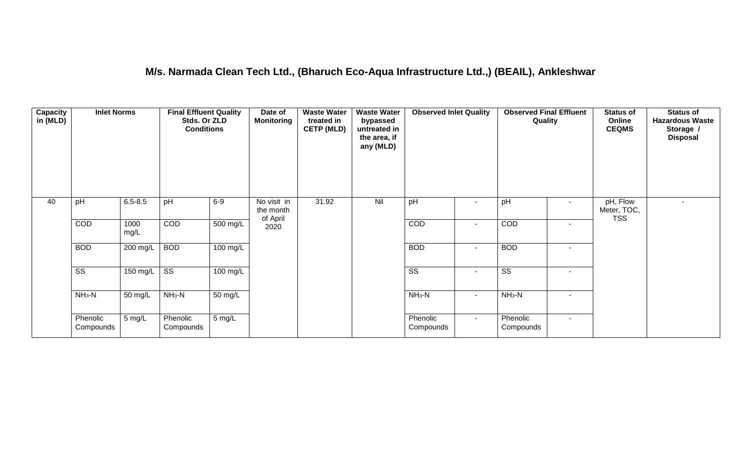## M/s. Narmada Clean Tech Ltd., (Bharuch Eco-Aqua Infrastructure Ltd.,) (BEAIL), Ankleshwar

| Capacity in (MLD) | Inlet Norms | | Final Effluent Quality Stds. Or ZLD Conditions | | Date of Monitoring | Waste Water treated in CETP (MLD) | Waste Water bypassed untreated in the area, if any (MLD) | Observed Inlet Quality | | Observed Final Effluent Quality | | Status of Online CEQMS | Status of Hazardous Waste Storage / Disposal |
|---|---|---|---|---|---|---|---|---|---|---|---|---|---|
| 40 | pH | 6.5-8.5 | pH | 6-9 | No visit in the month of April 2020 | 31.92 | Nil | pH | - | pH | - | pH, Flow Meter, TOC, TSS | - |
| | COD | 1000 mg/L | COD | 500 mg/L | | | | COD | - | COD | - | | |
| | BOD | 200 mg/L | BOD | 100 mg/L | | | | BOD | - | BOD | - | | |
| | SS | 150 mg/L | SS | 100 mg/L | | | | SS | - | SS | - | | |
| | $NH_3$-N | 50 mg/L | $NH_3$-N | 50 mg/L | | | | $NH_3$-N | - | $NH_3$-N | - | | |
| | Phenolic Compounds | 5 mg/L | Phenolic Compounds | 5 mg/L | | | | Phenolic Compounds | - | Phenolic Compounds | - | | |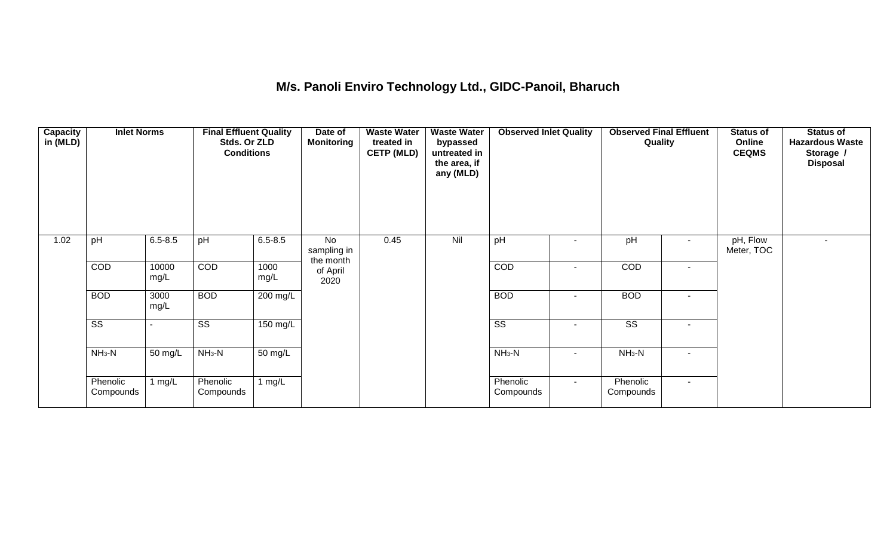# M/s. Panoli Enviro Technology Ltd., GIDC-Panoil, Bharuch

| Capacity in (MLD) | Inlet Norms | | Final Effluent Quality Stds. Or ZLD Conditions | | Date of Monitoring | Waste Water treated in CETP (MLD) | Waste Water bypassed untreated in the area, if any (MLD) | Observed Inlet Quality | | Observed Final Effluent Quality | | Status of Online CEQMS | Status of Hazardous Waste Storage / Disposal |
|---|---|---|---|---|---|---|---|---|---|---|---|---|---|
| 1.02 | pH | 6.5-8.5 | pH | 6.5-8.5 | No sampling in the month of April 2020 | 0.45 | Nil | pH | - | pH | - | pH, Flow Meter, TOC | - |
| | COD | 10000 mg/L | COD | 1000 mg/L | | | | COD | - | COD | - | | |
| | BOD | 3000 mg/L | BOD | 200 mg/L | | | | BOD | - | BOD | - | | |
| | SS | - | SS | 150 mg/L | | | | SS | - | SS | - | | |
| | $NH_3$-N | 50 mg/L | $NH_3$-N | 50 mg/L | | | | $NH_3$-N | - | $NH_3$-N | - | | |
| | Phenolic Compounds | 1 mg/L | Phenolic Compounds | 1 mg/L | | | | Phenolic Compounds | - | Phenolic Compounds | - | | |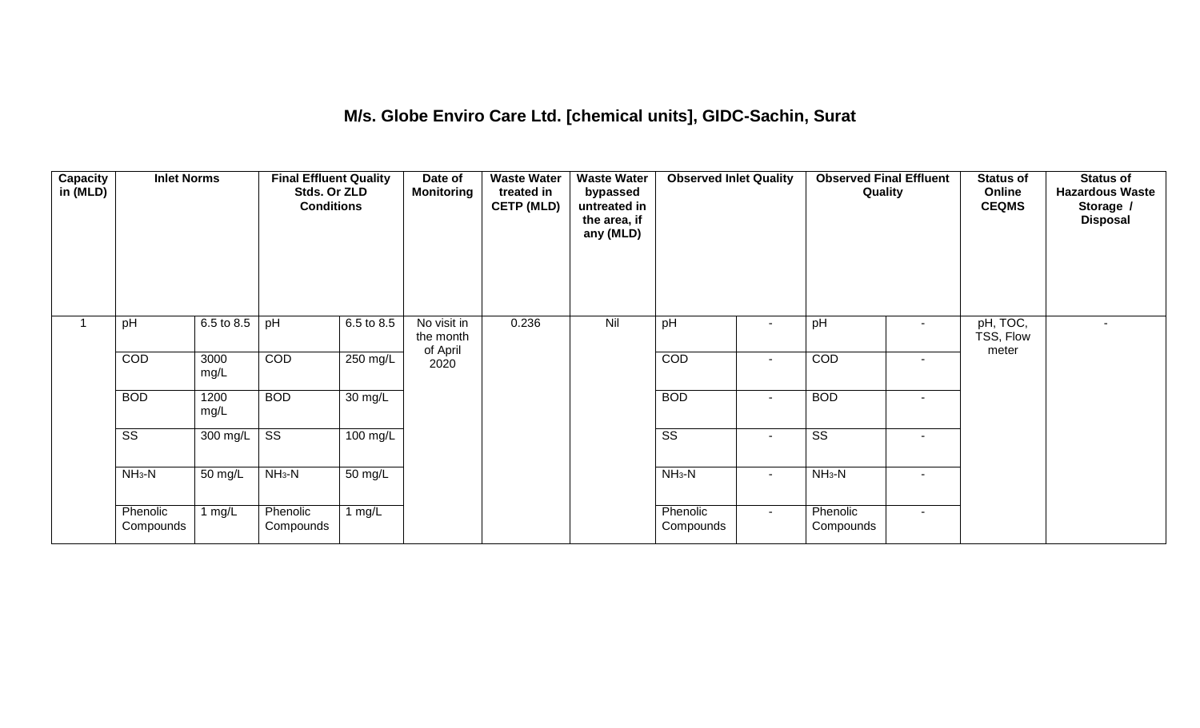# M/s. Globe Enviro Care Ltd. [chemical units], GIDC-Sachin, Surat

| Capacity in (MLD) | Inlet Norms | | Final Effluent Quality Stds. Or ZLD Conditions | | Date of Monitoring | Waste Water treated in CETP (MLD) | Waste Water bypassed untreated in the area, if any (MLD) | Observed Inlet Quality | | Observed Final Effluent Quality | | Status of Online CEQMS | Status of Hazardous Waste Storage / Disposal |
|---|---|---|---|---|---|---|---|---|---|---|---|---|---|
| 1 | pH | 6.5 to 8.5 | pH | 6.5 to 8.5 | No visit in the month of April 2020 | 0.236 | Nil | pH | - | pH | - | pH, TOC, TSS, Flow meter | - |
| | COD | 3000 mg/L | COD | 250 mg/L | | | | COD | - | COD | - | | |
| | BOD | 1200 mg/L | BOD | 30 mg/L | | | | BOD | - | BOD | - | | |
| | SS | 300 mg/L | SS | 100 mg/L | | | | SS | - | SS | - | | |
| | $NH_3$-N | 50 mg/L | $NH_3$-N | 50 mg/L | | | | $NH_3$-N | - | $NH_3$-N | - | | |
| | Phenolic Compounds | 1 mg/L | Phenolic Compounds | 1 mg/L | | | | Phenolic Compounds | - | Phenolic Compounds | - | | |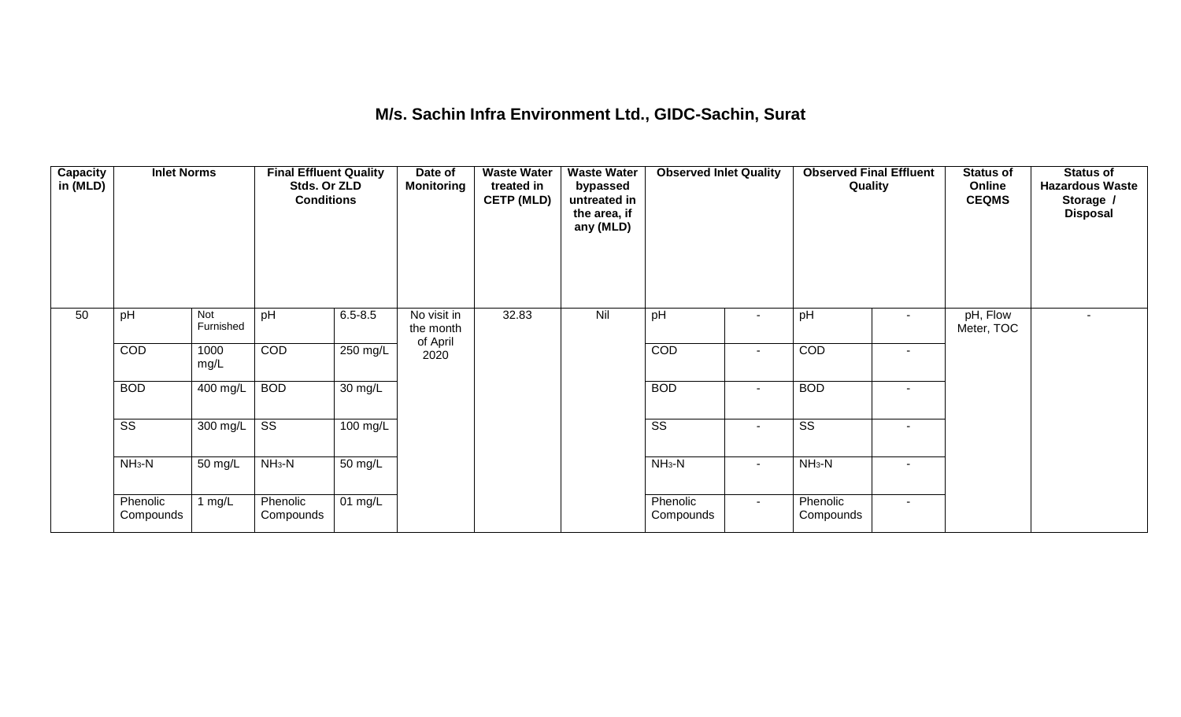## M/s. Sachin Infra Environment Ltd., GIDC-Sachin, Surat

| Capacity in (MLD) | Inlet Norms | | Final Effluent Quality Stds. Or ZLD Conditions | | Date of Monitoring | Waste Water treated in CETP (MLD) | Waste Water bypassed untreated in the area, if any (MLD) | Observed Inlet Quality | | Observed Final Effluent Quality | | Status of Online CEQMS | Status of Hazardous Waste Storage / Disposal |
|---|---|---|---|---|---|---|---|---|---|---|---|---|---|
| 50 | pH | Not Furnished | pH | 6.5-8.5 | No visit in the month of April 2020 | 32.83 | Nil | pH | - | pH | - | pH, Flow Meter, TOC | - |
| | COD | 1000 mg/L | COD | 250 mg/L | | | | COD | - | COD | - | | |
| | BOD | 400 mg/L | BOD | 30 mg/L | | | | BOD | - | BOD | - | | |
| | SS | 300 mg/L | SS | 100 mg/L | | | | SS | - | SS | - | | |
| | $NH_3$-N | 50 mg/L | $NH_3$-N | 50 mg/L | | | | $NH_3$-N | - | $NH_3$-N | - | | |
| | Phenolic Compounds | 1 mg/L | Phenolic Compounds | 01 mg/L | | | | Phenolic Compounds | - | Phenolic Compounds | - | | |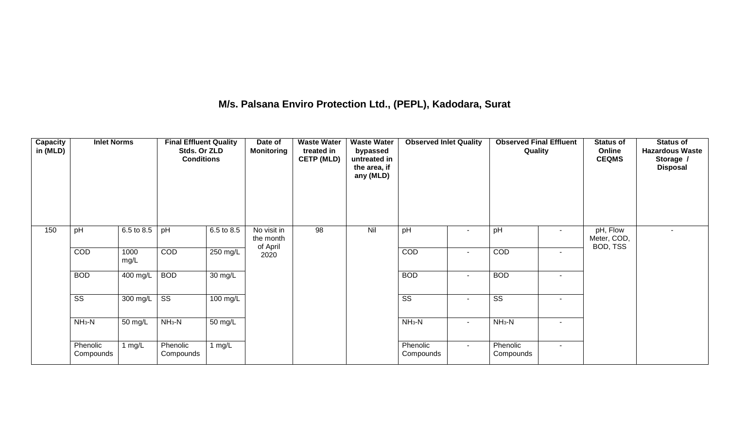**M/s. Palsana Enviro Protection Ltd., (PEPL), Kadodara, Surat**

| Capacity in (MLD) | Inlet Norms | | Final Effluent Quality Stds. Or ZLD Conditions | | Date of Monitoring | Waste Water treated in CETP (MLD) | Waste Water bypassed untreated in the area, if any (MLD) | Observed Inlet Quality | | Observed Final Effluent Quality | | Status of Online CEQMS | Status of Hazardous Waste Storage / Disposal |
|---|---|---|---|---|---|---|---|---|---|---|---|---|---|
| 150 | pH | 6.5 to 8.5 | pH | 6.5 to 8.5 | No visit in the month of April 2020 | 98 | Nil | pH | - | pH | - | pH, Flow Meter, COD, BOD, TSS | - |
| | COD | 1000 mg/L | COD | 250 mg/L | | | | COD | - | COD | - | | |
| | BOD | 400 mg/L | BOD | 30 mg/L | | | | BOD | - | BOD | - | | |
| | SS | 300 mg/L | SS | 100 mg/L | | | | SS | - | SS | - | | |
| | $NH_3$-N | 50 mg/L | $NH_3$-N | 50 mg/L | | | | $NH_3$-N | - | $NH_3$-N | - | | |
| | Phenolic Compounds | 1 mg/L | Phenolic Compounds | 1 mg/L | | | | Phenolic Compounds | - | Phenolic Compounds | - | | |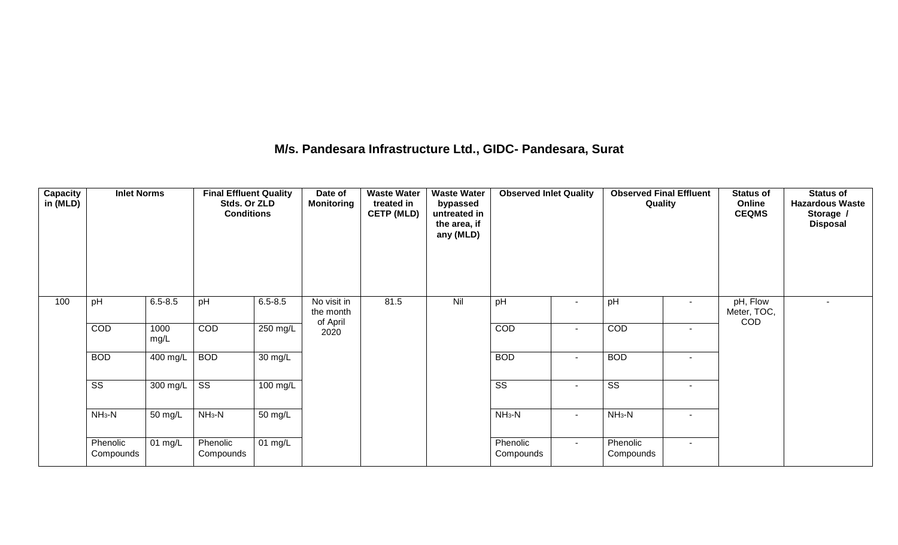## M/s. Pandesara Infrastructure Ltd., GIDC- Pandesara, Surat

| Capacity in (MLD) | Inlet Norms | | Final Effluent Quality Stds. Or ZLD Conditions | | Date of Monitoring | Waste Water treated in CETP (MLD) | Waste Water bypassed untreated in the area, if any (MLD) | Observed Inlet Quality | | Observed Final Effluent Quality | | Status of Online CEQMS | Status of Hazardous Waste Storage / Disposal |
|---|---|---|---|---|---|---|---|---|---|---|---|---|---|
| 100 | pH | 6.5-8.5 | pH | 6.5-8.5 | No visit in the month of April 2020 | 81.5 | Nil | pH | - | pH | - | pH, Flow Meter, TOC, COD | - |
| | COD | 1000 mg/L | COD | 250 mg/L | | | | COD | - | COD | - | | |
| | BOD | 400 mg/L | BOD | 30 mg/L | | | | BOD | - | BOD | - | | |
| | SS | 300 mg/L | SS | 100 mg/L | | | | SS | - | SS | - | | |
| | $NH_3$-N | 50 mg/L | $NH_3$-N | 50 mg/L | | | | $NH_3$-N | - | $NH_3$-N | - | | |
| | Phenolic Compounds | 01 mg/L | Phenolic Compounds | 01 mg/L | | | | Phenolic Compounds | - | Phenolic Compounds | - | | |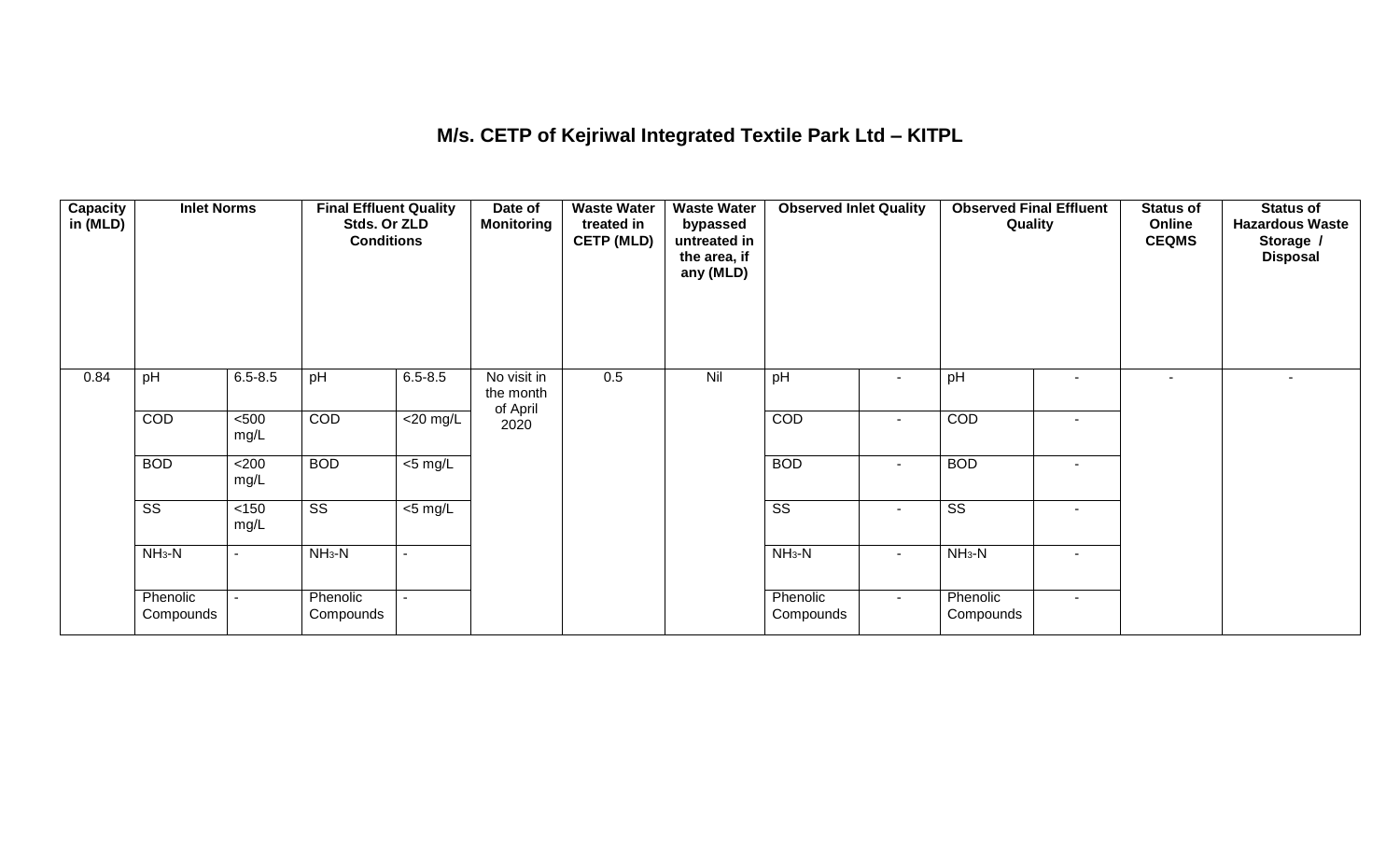## M/s. CETP of Kejriwal Integrated Textile Park Ltd – KITPL

| Capacity in (MLD) | Inlet Norms | | Final Effluent Quality Stds. Or ZLD Conditions | | Date of Monitoring | Waste Water treated in CETP (MLD) | Waste Water bypassed untreated in the area, if any (MLD) | Observed Inlet Quality | | Observed Final Effluent Quality | | Status of Online CEQMS | Status of Hazardous Waste Storage / Disposal |
|---|---|---|---|---|---|---|---|---|---|---|---|---|---|
| 0.84 | pH | 6.5-8.5 | pH | 6.5-8.5 | No visit in the month of April 2020 | 0.5 | Nil | pH | - | pH | - | - | - |
| | COD | <500 mg/L | COD | <20 mg/L | | | | COD | - | COD | - | | |
| | BOD | <200 mg/L | BOD | <5 mg/L | | | | BOD | - | BOD | - | | |
| | SS | <150 mg/L | SS | <5 mg/L | | | | SS | - | SS | - | | |
| | $NH_3$-N | - | $NH_3$-N | - | | | | $NH_3$-N | - | $NH_3$-N | - | | |
| | Phenolic Compounds | - | Phenolic Compounds | - | | | | Phenolic Compounds | - | Phenolic Compounds | - | | |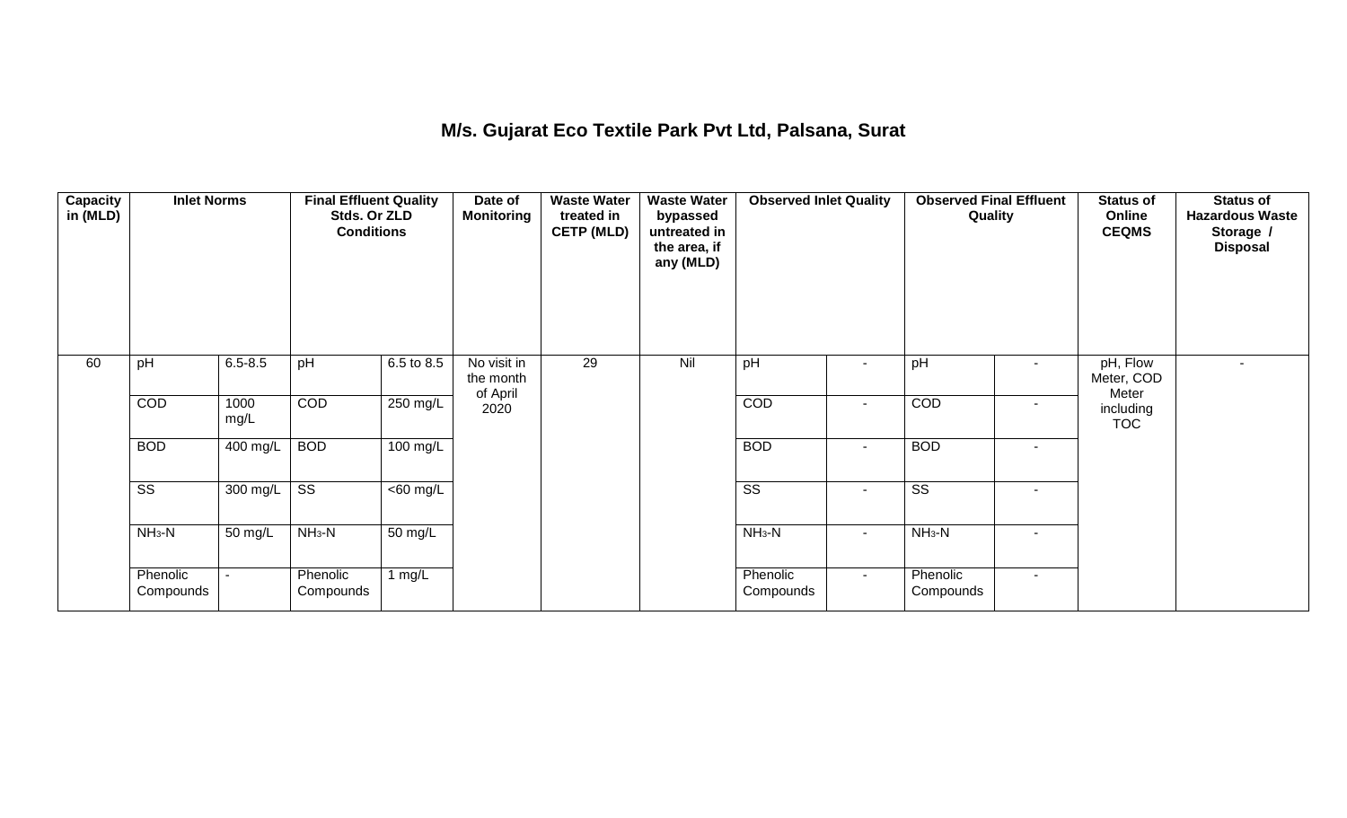# M/s. Gujarat Eco Textile Park Pvt Ltd, Palsana, Surat

| Capacity in (MLD) | Inlet Norms | | Final Effluent Quality Stds. Or ZLD Conditions | | Date of Monitoring | Waste Water treated in CETP (MLD) | Waste Water bypassed untreated in the area, if any (MLD) | Observed Inlet Quality | | Observed Final Effluent Quality | | Status of Online CEQMS | Status of Hazardous Waste Storage / Disposal |
|---|---|---|---|---|---|---|---|---|---|---|---|---|---|
| 60 | pH | 6.5-8.5 | pH | 6.5 to 8.5 | No visit in the month of April 2020 | 29 | Nil | pH | - | pH | - | pH, Flow Meter, COD Meter including TOC | - |
| | COD | 1000 mg/L | COD | 250 mg/L | | | | COD | - | COD | - | | |
| | BOD | 400 mg/L | BOD | 100 mg/L | | | | BOD | - | BOD | - | | |
| | SS | 300 mg/L | SS | <60 mg/L | | | | SS | - | SS | - | | |
| | $NH_3$-N | 50 mg/L | $NH_3$-N | 50 mg/L | | | | $NH_3$-N | - | $NH_3$-N | - | | |
| | Phenolic Compounds | - | Phenolic Compounds | 1 mg/L | | | | Phenolic Compounds | - | Phenolic Compounds | - | | |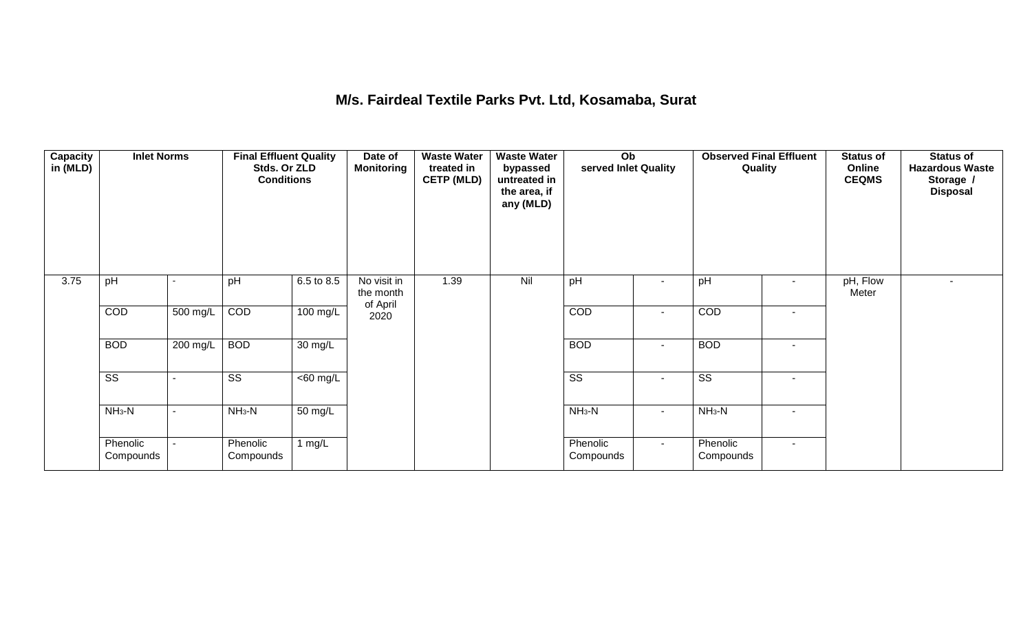## M/s. Fairdeal Textile Parks Pvt. Ltd, Kosamaba, Surat

| Capacity in (MLD) | Inlet Norms | | Final Effluent Quality Stds. Or ZLD Conditions | | Date of Monitoring | Waste Water treated in CETP (MLD) | Waste Water bypassed untreated in the area, if any (MLD) | Observed Inlet Quality | | Observed Final Effluent Quality | | Status of Online CEQMS | Status of Hazardous Waste Storage / Disposal |
|---|---|---|---|---|---|---|---|---|---|---|---|---|---|
| 3.75 | pH | - | pH | 6.5 to 8.5 | No visit in the month of April 2020 | 1.39 | Nil | pH | - | pH | - | pH, Flow Meter | - |
| | COD | 500 mg/L | COD | 100 mg/L | | | | COD | - | COD | - | | |
| | BOD | 200 mg/L | BOD | 30 mg/L | | | | BOD | - | BOD | - | | |
| | SS | - | SS | <60 mg/L | | | | SS | - | SS | - | | |
| | $NH_3$-N | - | $NH_3$-N | 50 mg/L | | | | $NH_3$-N | - | $NH_3$-N | - | | |
| | Phenolic Compounds | - | Phenolic Compounds | 1 mg/L | | | | Phenolic Compounds | - | Phenolic Compounds | - | | |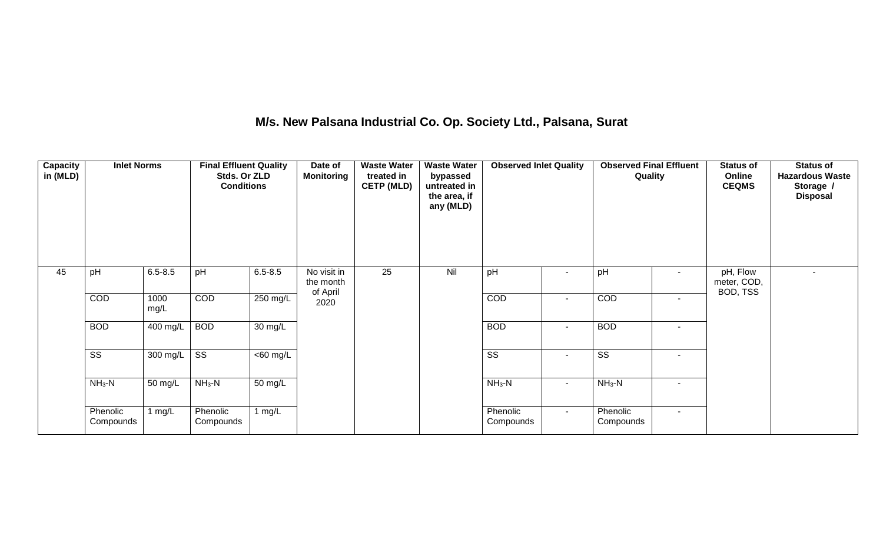## M/s. New Palsana Industrial Co. Op. Society Ltd., Palsana, Surat

| Capacity in (MLD) | Inlet Norms | | Final Effluent Quality Stds. Or ZLD Conditions | | Date of Monitoring | Waste Water treated in CETP (MLD) | Waste Water bypassed untreated in the area, if any (MLD) | Observed Inlet Quality | | Observed Final Effluent Quality | | Status of Online CEQMS | Status of Hazardous Waste Storage / Disposal |
|---|---|---|---|---|---|---|---|---|---|---|---|---|---|
| 45 | pH | 6.5-8.5 | pH | 6.5-8.5 | No visit in the month of April 2020 | 25 | Nil | pH | - | pH | - | pH, Flow meter, COD, BOD, TSS | - |
| | COD | 1000 mg/L | COD | 250 mg/L | | | | COD | - | COD | - | | |
| | BOD | 400 mg/L | BOD | 30 mg/L | | | | BOD | - | BOD | - | | |
| | SS | 300 mg/L | SS | <60 mg/L | | | | SS | - | SS | - | | |
| | $NH_3$-N | 50 mg/L | $NH_3$-N | 50 mg/L | | | | $NH_3$-N | - | $NH_3$-N | - | | |
| | Phenolic Compounds | 1 mg/L | Phenolic Compounds | 1 mg/L | | | | Phenolic Compounds | - | Phenolic Compounds | - | | |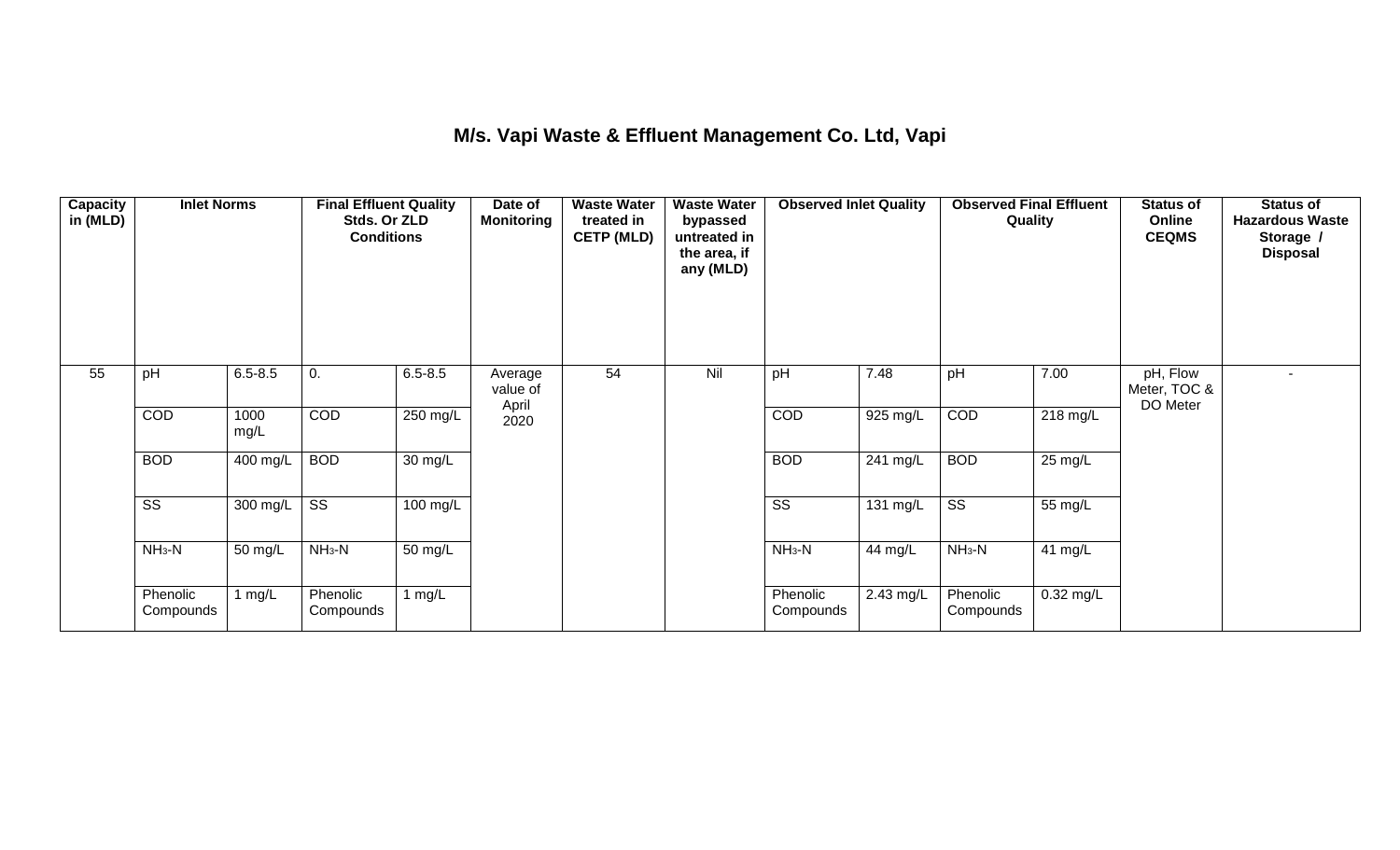# M/s. Vapi Waste & Effluent Management Co. Ltd, Vapi

| Capacity in (MLD) | Inlet Norms | | Final Effluent Quality Stds. Or ZLD Conditions | | Date of Monitoring | Waste Water treated in CETP (MLD) | Waste Water bypassed untreated in the area, if any (MLD) | Observed Inlet Quality | | Observed Final Effluent Quality | | Status of Online CEQMS | Status of Hazardous Waste Storage / Disposal |
|---|---|---|---|---|---|---|---|---|---|---|---|---|---|
| 55 | pH | 6.5-8.5 | 0. | 6.5-8.5 | Average value of April 2020 | 54 | Nil | pH | 7.48 | pH | 7.00 | pH, Flow Meter, TOC & DO Meter | - |
| | COD | 1000 mg/L | COD | 250 mg/L | | | | COD | 925 mg/L | COD | 218 mg/L | | |
| | BOD | 400 mg/L | BOD | 30 mg/L | | | | BOD | 241 mg/L | BOD | 25 mg/L | | |
| | SS | 300 mg/L | SS | 100 mg/L | | | | SS | 131 mg/L | SS | 55 mg/L | | |
| | $NH_3$-N | 50 mg/L | $NH_3$-N | 50 mg/L | | | | $NH_3$-N | 44 mg/L | $NH_3$-N | 41 mg/L | | |
| | Phenolic Compounds | 1 mg/L | Phenolic Compounds | 1 mg/L | | | | Phenolic Compounds | 2.43 mg/L | Phenolic Compounds | 0.32 mg/L | | |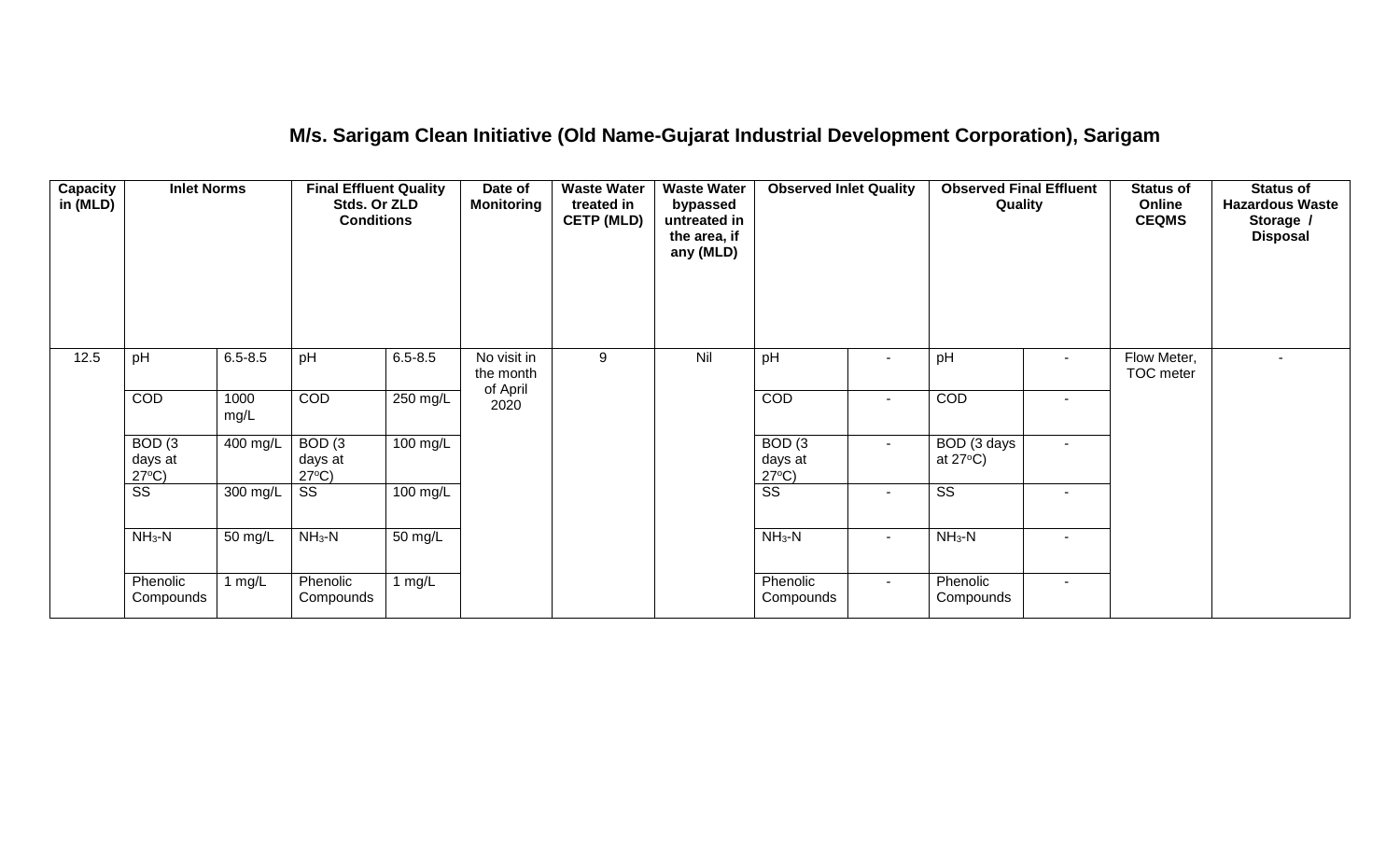# M/s. Sarigam Clean Initiative (Old Name-Gujarat Industrial Development Corporation), Sarigam

| Capacity in (MLD) | Inlet Norms | | Final Effluent Quality Stds. Or ZLD Conditions | | Date of Monitoring | Waste Water treated in CETP (MLD) | Waste Water bypassed untreated in the area, if any (MLD) | Observed Inlet Quality | | Observed Final Effluent Quality | | Status of Online CEQMS | Status of Hazardous Waste Storage / Disposal |
|---|---|---|---|---|---|---|---|---|---|---|---|---|---|
| 12.5 | pH | 6.5-8.5 | pH | 6.5-8.5 | No visit in the month of April 2020 | 9 | Nil | pH | - | pH | - | Flow Meter, TOC meter | - |
| | COD | 1000 mg/L | COD | 250 mg/L | | | | COD | - | COD | - | | |
| | BOD (3 days at 27°C) | 400 mg/L | BOD (3 days at 27°C) | 100 mg/L | | | | BOD (3 days at 27°C) | - | BOD (3 days at 27°C) | - | | |
| | SS | 300 mg/L | SS | 100 mg/L | | | | SS | - | SS | - | | |
| | $NH_3$-N | 50 mg/L | $NH_3$-N | 50 mg/L | | | | $NH_3$-N | - | $NH_3$-N | - | | |
| | Phenolic Compounds | 1 mg/L | Phenolic Compounds | 1 mg/L | | | | Phenolic Compounds | - | Phenolic Compounds | - | | |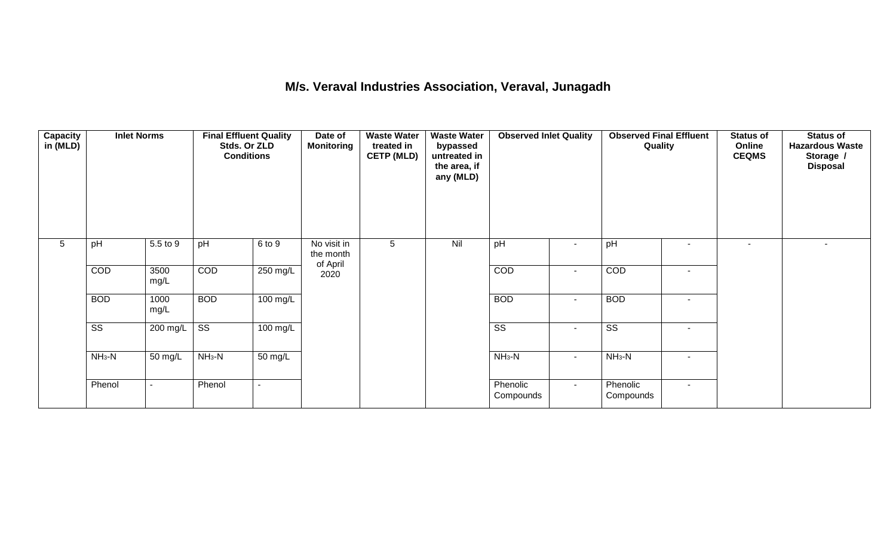# M/s. Veraval Industries Association, Veraval, Junagadh

| Capacity in (MLD) | Inlet Norms | | Final Effluent Quality Stds. Or ZLD Conditions | | Date of Monitoring | Waste Water treated in CETP (MLD) | Waste Water bypassed untreated in the area, if any (MLD) | Observed Inlet Quality | | Observed Final Effluent Quality | | Status of Online CEQMS | Status of Hazardous Waste Storage / Disposal |
|---|---|---|---|---|---|---|---|---|---|---|---|---|---|
| 5 | pH | 5.5 to 9 | pH | 6 to 9 | No visit in the month of April 2020 | 5 | Nil | pH | - | pH | - | - | - |
| | COD | 3500 mg/L | COD | 250 mg/L | | | | COD | - | COD | - | | |
| | BOD | 1000 mg/L | BOD | 100 mg/L | | | | BOD | - | BOD | - | | |
| | SS | 200 mg/L | SS | 100 mg/L | | | | SS | - | SS | - | | |
| | $NH_3$-N | 50 mg/L | $NH_3$-N | 50 mg/L | | | | $NH_3$-N | - | $NH_3$-N | - | | |
| | Phenol | - | Phenol | - | | | | Phenolic Compounds | - | Phenolic Compounds | - | | |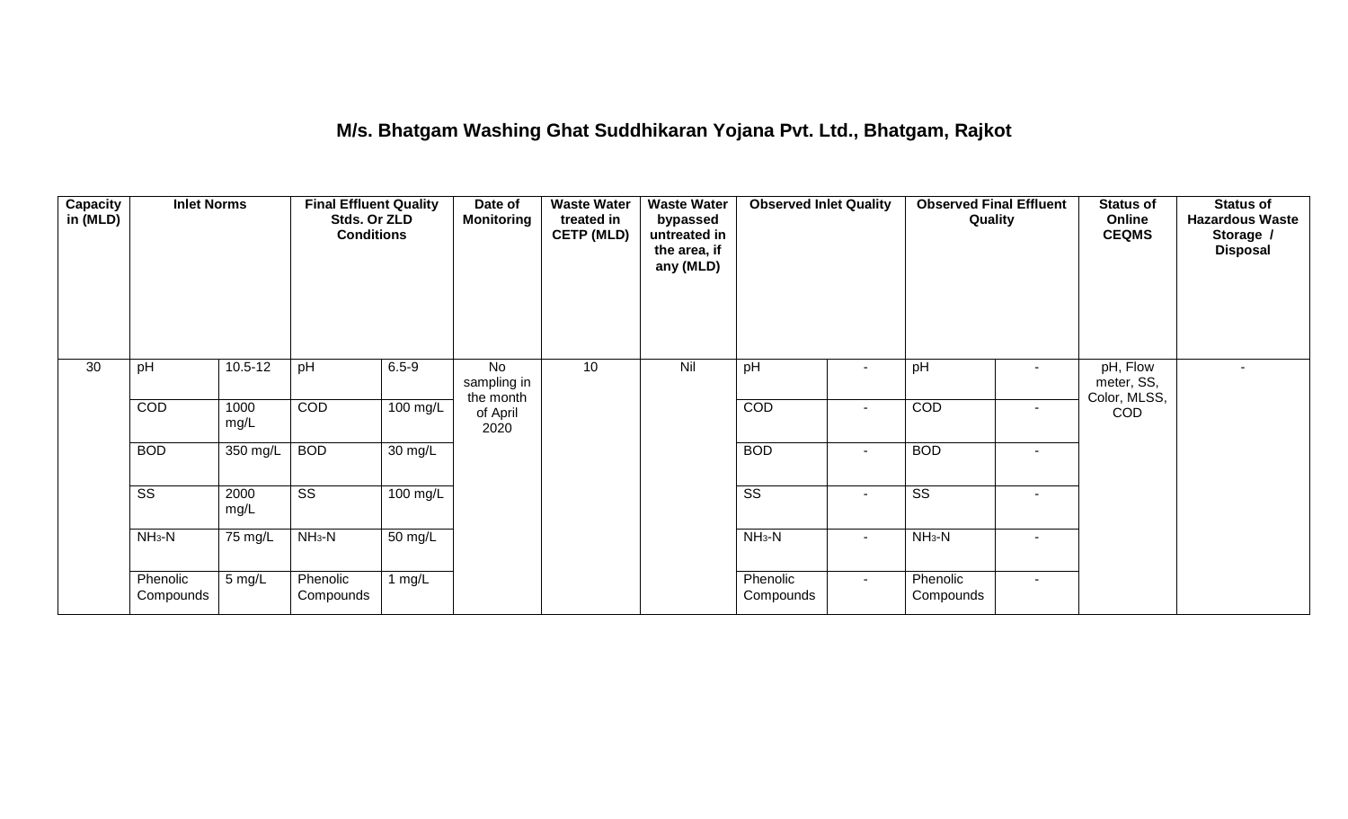## M/s. Bhatgam Washing Ghat Suddhikaran Yojana Pvt. Ltd., Bhatgam, Rajkot

| Capacity in (MLD) | Inlet Norms | | Final Effluent Quality Stds. Or ZLD Conditions | | Date of Monitoring | Waste Water treated in CETP (MLD) | Waste Water bypassed untreated in the area, if any (MLD) | Observed Inlet Quality | | Observed Final Effluent Quality | | Status of Online CEQMS | Status of Hazardous Waste Storage / Disposal |
|---|---|---|---|---|---|---|---|---|---|---|---|---|---|
| 30 | pH | 10.5-12 | pH | 6.5-9 | No sampling in the month of April 2020 | 10 | Nil | pH | - | pH | - | pH, Flow meter, SS, Color, MLSS, COD | - |
| | COD | 1000 mg/L | COD | 100 mg/L | | | | COD | - | COD | - | | |
| | BOD | 350 mg/L | BOD | 30 mg/L | | | | BOD | - | BOD | - | | |
| | SS | 2000 mg/L | SS | 100 mg/L | | | | SS | - | SS | - | | |
| | $NH_3$-N | 75 mg/L | $NH_3$-N | 50 mg/L | | | | $NH_3$-N | - | $NH_3$-N | - | | |
| | Phenolic Compounds | 5 mg/L | Phenolic Compounds | 1 mg/L | | | | Phenolic Compounds | - | Phenolic Compounds | - | | |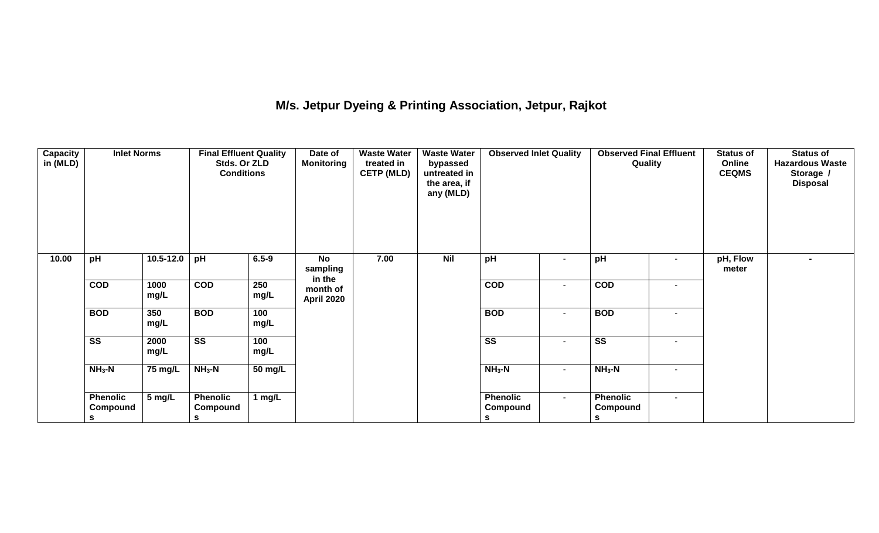# M/s. Jetpur Dyeing & Printing Association, Jetpur, Rajkot

| Capacity in (MLD) | Inlet Norms | | Final Effluent Quality Stds. Or ZLD Conditions | | Date of Monitoring | Waste Water treated in CETP (MLD) | Waste Water bypassed untreated in the area, if any (MLD) | Observed Inlet Quality | | Observed Final Effluent Quality | | Status of Online CEQMS | Status of Hazardous Waste Storage / Disposal |
|---|---|---|---|---|---|---|---|---|---|---|---|---|---|
| 10.00 | pH | 10.5-12.0 | pH | 6.5-9 | No sampling in the month of April 2020 | 7.00 | Nil | pH | - | pH | - | pH, Flow meter | - |
| | COD | 1000 mg/L | COD | 250 mg/L | | | | COD | - | COD | - | | |
| | BOD | 350 mg/L | BOD | 100 mg/L | | | | BOD | - | BOD | - | | |
| | SS | 2000 mg/L | SS | 100 mg/L | | | | SS | - | SS | - | | |
| | $NH_3$-N | 75 mg/L | $NH_3$-N | 50 mg/L | | | | $NH_3$-N | - | $NH_3$-N | - | | |
| | Phenolic Compounds | 5 mg/L | Phenolic Compounds | 1 mg/L | | | | Phenolic Compounds | - | Phenolic Compounds | - | | |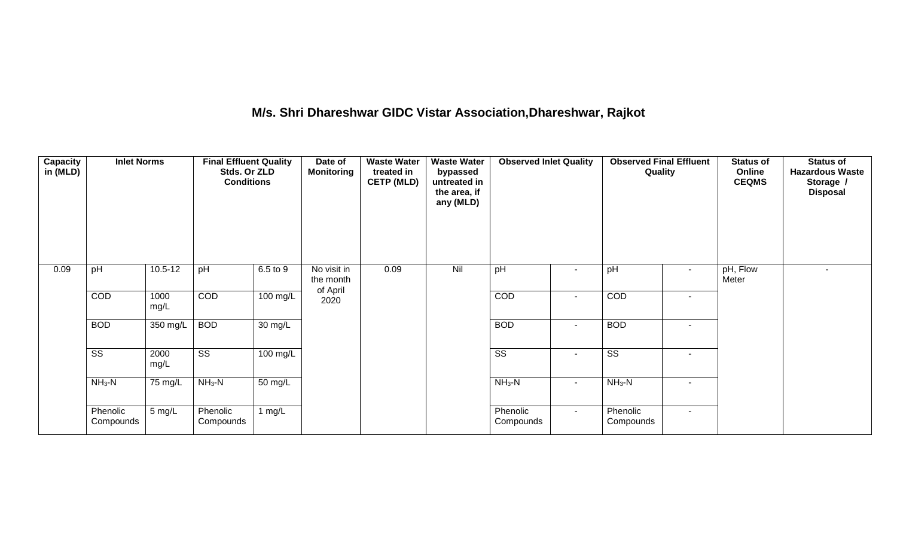# M/s. Shri Dhareshwar GIDC Vistar Association,Dhareshwar, Rajkot

| Capacity in (MLD) | Inlet Norms | | Final Effluent Quality Stds. Or ZLD Conditions | | Date of Monitoring | Waste Water treated in CETP (MLD) | Waste Water bypassed untreated in the area, if any (MLD) | Observed Inlet Quality | | Observed Final Effluent Quality | | Status of Online CEQMS | Status of Hazardous Waste Storage / Disposal |
|---|---|---|---|---|---|---|---|---|---|---|---|---|---|
| 0.09 | pH | 10.5-12 | pH | 6.5 to 9 | No visit in the month of April 2020 | 0.09 | Nil | pH | - | pH | - | pH, Flow Meter | - |
| | COD | 1000 mg/L | COD | 100 mg/L | | | | COD | - | COD | - | | |
| | BOD | 350 mg/L | BOD | 30 mg/L | | | | BOD | - | BOD | - | | |
| | SS | 2000 mg/L | SS | 100 mg/L | | | | SS | - | SS | - | | |
| | $NH_3$-N | 75 mg/L | $NH_3$-N | 50 mg/L | | | | $NH_3$-N | - | $NH_3$-N | - | | |
| | Phenolic Compounds | 5 mg/L | Phenolic Compounds | 1 mg/L | | | | Phenolic Compounds | - | Phenolic Compounds | - | | |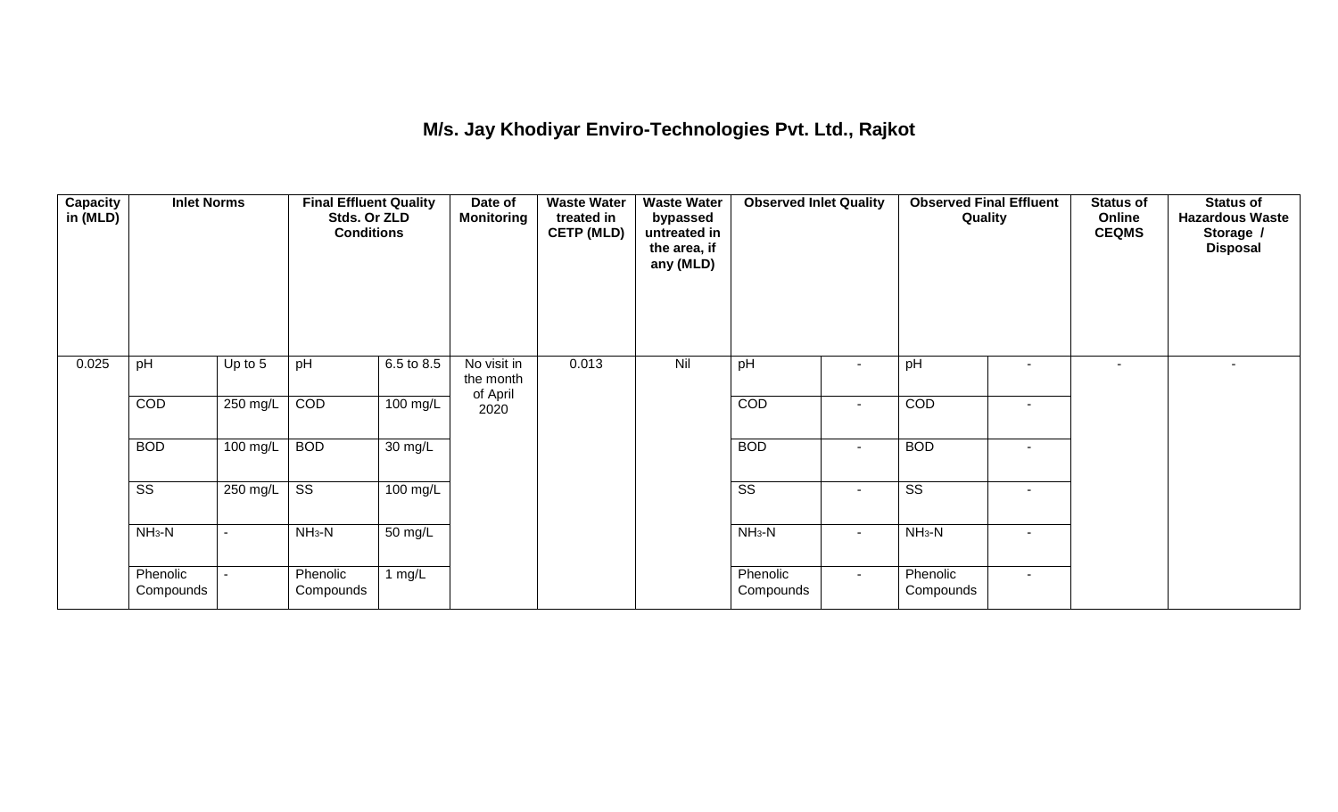# M/s. Jay Khodiyar Enviro-Technologies Pvt. Ltd., Rajkot

| Capacity in (MLD) | Inlet Norms | | Final Effluent Quality Stds. Or ZLD Conditions | | Date of Monitoring | Waste Water treated in CETP (MLD) | Waste Water bypassed untreated in the area, if any (MLD) | Observed Inlet Quality | | Observed Final Effluent Quality | | Status of Online CEQMS | Status of Hazardous Waste Storage / Disposal |
|---|---|---|---|---|---|---|---|---|---|---|---|---|---|
| 0.025 | pH | Up to 5 | pH | 6.5 to 8.5 | No visit in the month of April 2020 | 0.013 | Nil | pH | - | pH | - | - | - |
| | COD | 250 mg/L | COD | 100 mg/L | | | | COD | - | COD | - | | |
| | BOD | 100 mg/L | BOD | 30 mg/L | | | | BOD | - | BOD | - | | |
| | SS | 250 mg/L | SS | 100 mg/L | | | | SS | - | SS | - | | |
| | $NH_3$-N | - | $NH_3$-N | 50 mg/L | | | | $NH_3$-N | - | $NH_3$-N | - | | |
| | Phenolic Compounds | - | Phenolic Compounds | 1 mg/L | | | | Phenolic Compounds | - | Phenolic Compounds | - | | |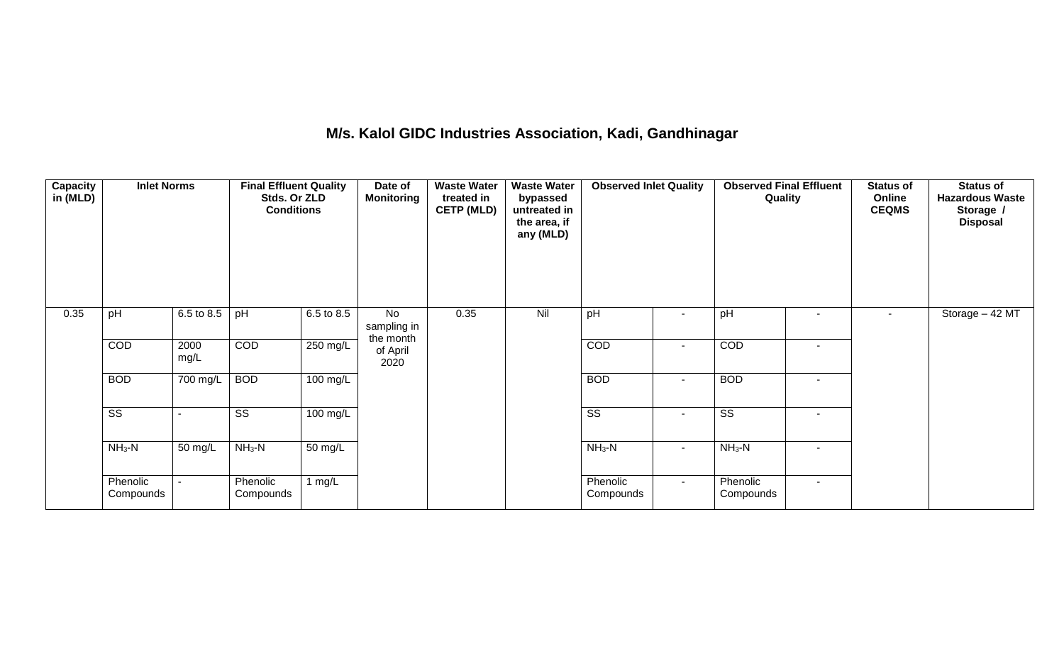# M/s. Kalol GIDC Industries Association, Kadi, Gandhinagar

| Capacity in (MLD) | Inlet Norms | | Final Effluent Quality Stds. Or ZLD Conditions | | Date of Monitoring | Waste Water treated in CETP (MLD) | Waste Water bypassed untreated in the area, if any (MLD) | Observed Inlet Quality | | Observed Final Effluent Quality | | Status of Online CEQMS | Status of Hazardous Waste Storage / Disposal |
|---|---|---|---|---|---|---|---|---|---|---|---|---|---|
| 0.35 | pH | 6.5 to 8.5 | pH | 6.5 to 8.5 | No sampling in the month of April 2020 | 0.35 | Nil | pH | - | pH | - | - | Storage – 42 MT |
| | COD | 2000 mg/L | COD | 250 mg/L | | | | COD | - | COD | - | | |
| | BOD | 700 mg/L | BOD | 100 mg/L | | | | BOD | - | BOD | - | | |
| | SS | - | SS | 100 mg/L | | | | SS | - | SS | - | | |
| | $NH_3$-N | 50 mg/L | $NH_3$-N | 50 mg/L | | | | $NH_3$-N | - | $NH_3$-N | - | | |
| | Phenolic Compounds | - | Phenolic Compounds | 1 mg/L | | | | Phenolic Compounds | - | Phenolic Compounds | - | | |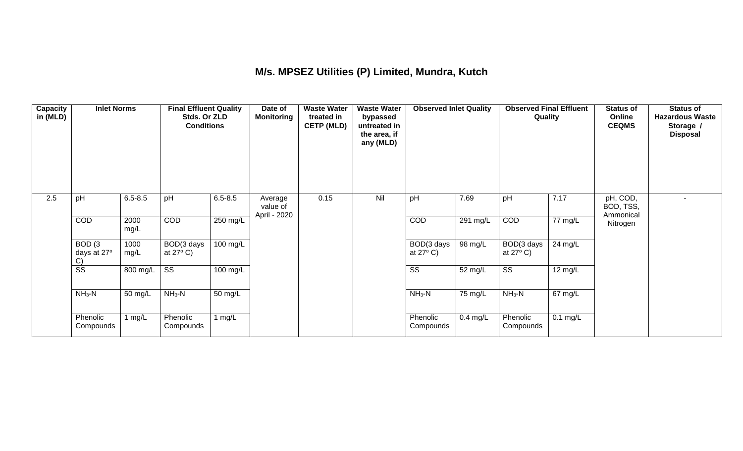# M/s. MPSEZ Utilities (P) Limited, Mundra, Kutch

| Capacity in (MLD) | Inlet Norms | | Final Effluent Quality Stds. Or ZLD Conditions | | Date of Monitoring | Waste Water treated in CETP (MLD) | Waste Water bypassed untreated in the area, if any (MLD) | Observed Inlet Quality | | Observed Final Effluent Quality | | Status of Online CEQMS | Status of Hazardous Waste Storage / Disposal |
|---|---|---|---|---|---|---|---|---|---|---|---|---|---|
| 2.5 | pH | 6.5-8.5 | pH | 6.5-8.5 | Average value of April - 2020 | 0.15 | Nil | pH | 7.69 | pH | 7.17 | pH, COD, BOD, TSS, Ammonical Nitrogen | - |
| | COD | 2000 mg/L | COD | 250 mg/L | | | | COD | 291 mg/L | COD | 77 mg/L | | |
| | BOD (3 days at 27° C) | 1000 mg/L | BOD(3 days at 27° C) | 100 mg/L | | | | BOD(3 days at 27° C) | 98 mg/L | BOD(3 days at 27° C) | 24 mg/L | | |
| | SS | 800 mg/L | SS | 100 mg/L | | | | SS | 52 mg/L | SS | 12 mg/L | | |
| | $NH_3$-N | 50 mg/L | $NH_3$-N | 50 mg/L | | | | $NH_3$-N | 75 mg/L | $NH_3$-N | 67 mg/L | | |
| | Phenolic Compounds | 1 mg/L | Phenolic Compounds | 1 mg/L | | | | Phenolic Compounds | 0.4 mg/L | Phenolic Compounds | 0.1 mg/L | | |